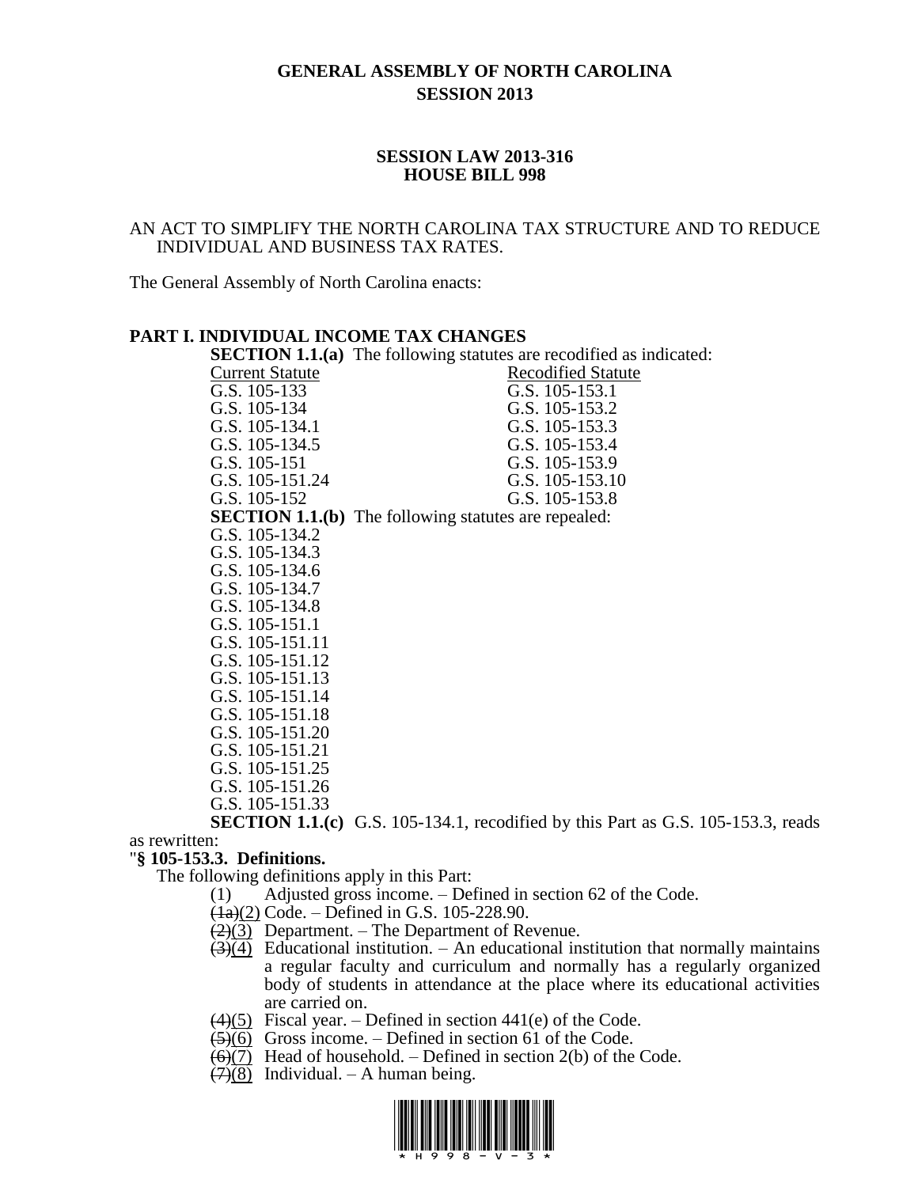# GENERAL ASSEMBLY OF NORTH CAROLINA
## SESSION 2013

### SESSION LAW 2013-316
### HOUSE BILL 998

AN ACT TO SIMPLIFY THE NORTH CAROLINA TAX STRUCTURE AND TO REDUCE INDIVIDUAL AND BUSINESS TAX RATES.

The General Assembly of North Carolina enacts:

## PART I. INDIVIDUAL INCOME TAX CHANGES

**SECTION 1.1.(a)** The following statutes are recodified as indicated:

| Current Statute | Recodified Statute |
|---|---|
| G.S. 105-133 | G.S. 105-153.1 |
| G.S. 105-134 | G.S. 105-153.2 |
| G.S. 105-134.1 | G.S. 105-153.3 |
| G.S. 105-134.5 | G.S. 105-153.4 |
| G.S. 105-151 | G.S. 105-153.9 |
| G.S. 105-151.24 | G.S. 105-153.10 |
| G.S. 105-152 | G.S. 105-153.8 |

**SECTION 1.1.(b)** The following statutes are repealed:

G.S. 105-134.2
G.S. 105-134.3
G.S. 105-134.6
G.S. 105-134.7
G.S. 105-134.8
G.S. 105-151.1
G.S. 105-151.11
G.S. 105-151.12
G.S. 105-151.13
G.S. 105-151.14
G.S. 105-151.18
G.S. 105-151.20
G.S. 105-151.21
G.S. 105-151.25
G.S. 105-151.26
G.S. 105-151.33

**SECTION 1.1.(c)** G.S. 105-134.1, recodified by this Part as G.S. 105-153.3, reads as rewritten:

"**§ 105-153.3. Definitions.**

The following definitions apply in this Part:

(1) Adjusted gross income. – Defined in section 62 of the Code.
~~(1a)~~(2) Code. – Defined in G.S. 105-228.90.
~~(2)~~(3) Department. – The Department of Revenue.
~~(3)~~(4) Educational institution. – An educational institution that normally maintains a regular faculty and curriculum and normally has a regularly organized body of students in attendance at the place where its educational activities are carried on.
~~(4)~~(5) Fiscal year. – Defined in section 441(e) of the Code.
~~(5)~~(6) Gross income. – Defined in section 61 of the Code.
~~(6)~~(7) Head of household. – Defined in section 2(b) of the Code.
~~(7)~~(8) Individual. – A human being.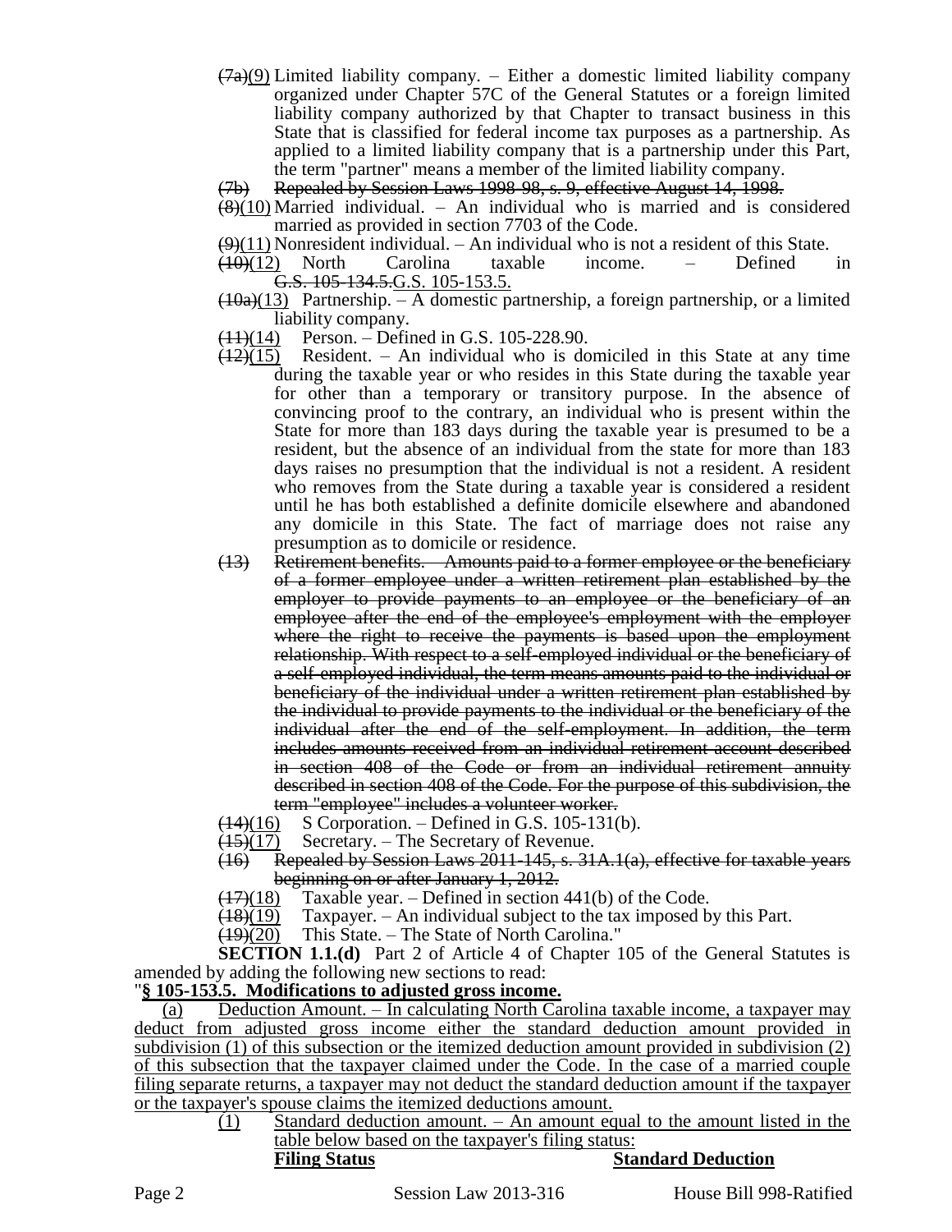~~(7a)~~(9) Limited liability company. – Either a domestic limited liability company organized under Chapter 57C of the General Statutes or a foreign limited liability company authorized by that Chapter to transact business in this State that is classified for federal income tax purposes as a partnership. As applied to a limited liability company that is a partnership under this Part, the term "partner" means a member of the limited liability company.

~~(7b) Repealed by Session Laws 1998-98, s. 9, effective August 14, 1998.~~

~~(8)~~(10) Married individual. – An individual who is married and is considered married as provided in section 7703 of the Code.

~~(9)~~(11) Nonresident individual. – An individual who is not a resident of this State.

~~(10)~~(12) North Carolina taxable income. – Defined in ~~G.S. 105-134.5.~~G.S. 105-153.5.

~~(10a)~~(13) Partnership. – A domestic partnership, a foreign partnership, or a limited liability company.

~~(11)~~(14) Person. – Defined in G.S. 105-228.90.

~~(12)~~(15) Resident. – An individual who is domiciled in this State at any time during the taxable year or who resides in this State during the taxable year for other than a temporary or transitory purpose. In the absence of convincing proof to the contrary, an individual who is present within the State for more than 183 days during the taxable year is presumed to be a resident, but the absence of an individual from the state for more than 183 days raises no presumption that the individual is not a resident. A resident who removes from the State during a taxable year is considered a resident until he has both established a definite domicile elsewhere and abandoned any domicile in this State. The fact of marriage does not raise any presumption as to domicile or residence.

~~(13) Retirement benefits. – Amounts paid to a former employee or the beneficiary of a former employee under a written retirement plan established by the employer to provide payments to an employee or the beneficiary of an employee after the end of the employee's employment with the employer where the right to receive the payments is based upon the employment relationship. With respect to a self-employed individual or the beneficiary of a self-employed individual, the term means amounts paid to the individual or beneficiary of the individual under a written retirement plan established by the individual to provide payments to the individual or the beneficiary of the individual after the end of the self-employment. In addition, the term includes amounts received from an individual retirement account described in section 408 of the Code or from an individual retirement annuity described in section 408 of the Code. For the purpose of this subdivision, the term "employee" includes a volunteer worker.~~

~~(14)~~(16) S Corporation. – Defined in G.S. 105-131(b).

~~(15)~~(17) Secretary. – The Secretary of Revenue.

~~(16) Repealed by Session Laws 2011-145, s. 31A.1(a), effective for taxable years beginning on or after January 1, 2012.~~

~~(17)~~(18) Taxable year. – Defined in section 441(b) of the Code.

~~(18)~~(19) Taxpayer. – An individual subject to the tax imposed by this Part.

~~(19)~~(20) This State. – The State of North Carolina."

**SECTION 1.1.(d)** Part 2 of Article 4 of Chapter 105 of the General Statutes is amended by adding the following new sections to read:

"**§ 105-153.5. Modifications to adjusted gross income.**

(a) Deduction Amount. – In calculating North Carolina taxable income, a taxpayer may deduct from adjusted gross income either the standard deduction amount provided in subdivision (1) of this subsection or the itemized deduction amount provided in subdivision (2) of this subsection that the taxpayer claimed under the Code. In the case of a married couple filing separate returns, a taxpayer may not deduct the standard deduction amount if the taxpayer or the taxpayer's spouse claims the itemized deductions amount.

(1) Standard deduction amount. – An amount equal to the amount listed in the table below based on the taxpayer's filing status:

| **Filing Status** | **Standard Deduction** |
|---|---|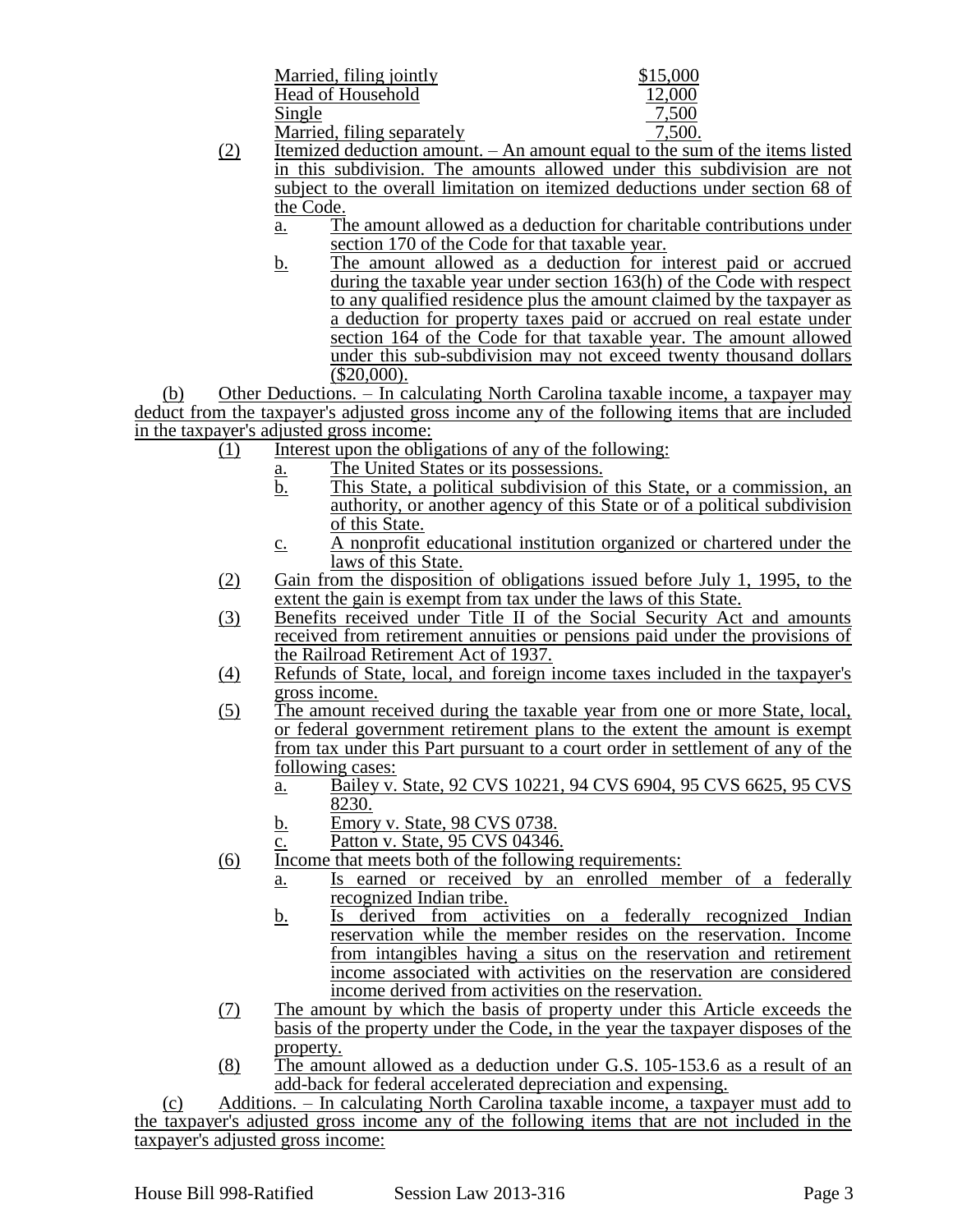| | |
|---|---|
| Married, filing jointly | $15,000 |
| Head of Household | 12,000 |
| Single | 7,500 |
| Married, filing separately | 7,500. |

(2) Itemized deduction amount. – An amount equal to the sum of the items listed in this subdivision. The amounts allowed under this subdivision are not subject to the overall limitation on itemized deductions under section 68 of the Code.

a. The amount allowed as a deduction for charitable contributions under section 170 of the Code for that taxable year.

b. The amount allowed as a deduction for interest paid or accrued during the taxable year under section 163(h) of the Code with respect to any qualified residence plus the amount claimed by the taxpayer as a deduction for property taxes paid or accrued on real estate under section 164 of the Code for that taxable year. The amount allowed under this sub-subdivision may not exceed twenty thousand dollars ($20,000).

(b) Other Deductions. – In calculating North Carolina taxable income, a taxpayer may deduct from the taxpayer's adjusted gross income any of the following items that are included in the taxpayer's adjusted gross income:

(1) Interest upon the obligations of any of the following:

a. The United States or its possessions.

b. This State, a political subdivision of this State, or a commission, an authority, or another agency of this State or of a political subdivision of this State.

c. A nonprofit educational institution organized or chartered under the laws of this State.

(2) Gain from the disposition of obligations issued before July 1, 1995, to the extent the gain is exempt from tax under the laws of this State.

(3) Benefits received under Title II of the Social Security Act and amounts received from retirement annuities or pensions paid under the provisions of the Railroad Retirement Act of 1937.

(4) Refunds of State, local, and foreign income taxes included in the taxpayer's gross income.

(5) The amount received during the taxable year from one or more State, local, or federal government retirement plans to the extent the amount is exempt from tax under this Part pursuant to a court order in settlement of any of the following cases:

a. Bailey v. State, 92 CVS 10221, 94 CVS 6904, 95 CVS 6625, 95 CVS 8230.

b. Emory v. State, 98 CVS 0738.

c. Patton v. State, 95 CVS 04346.

(6) Income that meets both of the following requirements:

a. Is earned or received by an enrolled member of a federally recognized Indian tribe.

b. Is derived from activities on a federally recognized Indian reservation while the member resides on the reservation. Income from intangibles having a situs on the reservation and retirement income associated with activities on the reservation are considered income derived from activities on the reservation.

(7) The amount by which the basis of property under this Article exceeds the basis of the property under the Code, in the year the taxpayer disposes of the property.

(8) The amount allowed as a deduction under G.S. 105-153.6 as a result of an add-back for federal accelerated depreciation and expensing.

(c) Additions. – In calculating North Carolina taxable income, a taxpayer must add to the taxpayer's adjusted gross income any of the following items that are not included in the taxpayer's adjusted gross income: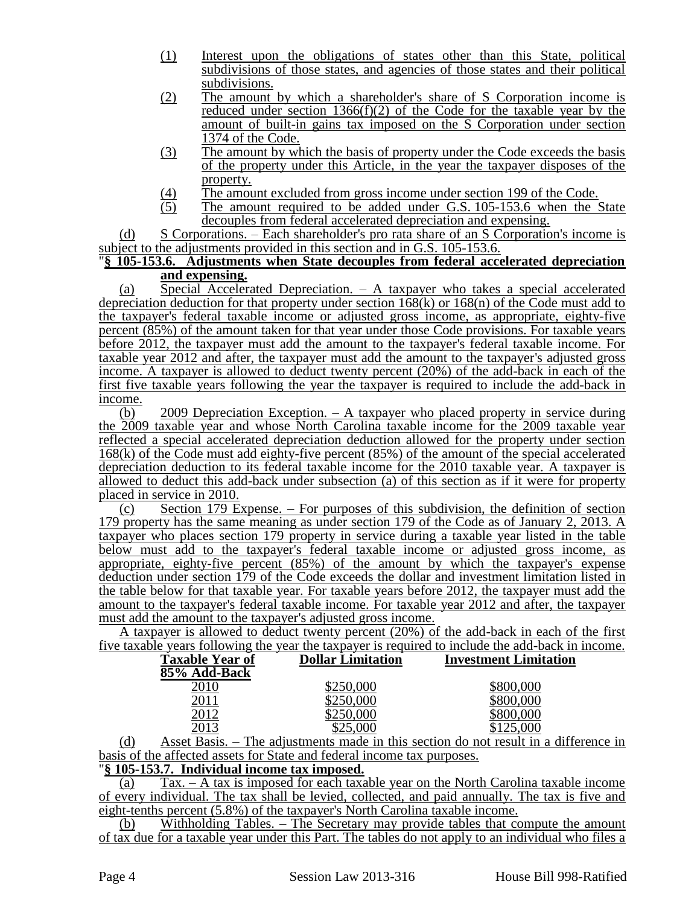(1) Interest upon the obligations of states other than this State, political subdivisions of those states, and agencies of those states and their political subdivisions.

(2) The amount by which a shareholder's share of S Corporation income is reduced under section 1366(f)(2) of the Code for the taxable year by the amount of built-in gains tax imposed on the S Corporation under section 1374 of the Code.

(3) The amount by which the basis of property under the Code exceeds the basis of the property under this Article, in the year the taxpayer disposes of the property.

(4) The amount excluded from gross income under section 199 of the Code.

(5) The amount required to be added under G.S. 105-153.6 when the State decouples from federal accelerated depreciation and expensing.

(d) S Corporations. – Each shareholder's pro rata share of an S Corporation's income is subject to the adjustments provided in this section and in G.S. 105-153.6.

"**§ 105-153.6. Adjustments when State decouples from federal accelerated depreciation and expensing.**

(a) Special Accelerated Depreciation. – A taxpayer who takes a special accelerated depreciation deduction for that property under section 168(k) or 168(n) of the Code must add to the taxpayer's federal taxable income or adjusted gross income, as appropriate, eighty-five percent (85%) of the amount taken for that year under those Code provisions. For taxable years before 2012, the taxpayer must add the amount to the taxpayer's federal taxable income. For taxable year 2012 and after, the taxpayer must add the amount to the taxpayer's adjusted gross income. A taxpayer is allowed to deduct twenty percent (20%) of the add-back in each of the first five taxable years following the year the taxpayer is required to include the add-back in income.

(b) 2009 Depreciation Exception. – A taxpayer who placed property in service during the 2009 taxable year and whose North Carolina taxable income for the 2009 taxable year reflected a special accelerated depreciation deduction allowed for the property under section 168(k) of the Code must add eighty-five percent (85%) of the amount of the special accelerated depreciation deduction to its federal taxable income for the 2010 taxable year. A taxpayer is allowed to deduct this add-back under subsection (a) of this section as if it were for property placed in service in 2010.

(c) Section 179 Expense. – For purposes of this subdivision, the definition of section 179 property has the same meaning as under section 179 of the Code as of January 2, 2013. A taxpayer who places section 179 property in service during a taxable year listed in the table below must add to the taxpayer's federal taxable income or adjusted gross income, as appropriate, eighty-five percent (85%) of the amount by which the taxpayer's expense deduction under section 179 of the Code exceeds the dollar and investment limitation listed in the table below for that taxable year. For taxable years before 2012, the taxpayer must add the amount to the taxpayer's federal taxable income. For taxable year 2012 and after, the taxpayer must add the amount to the taxpayer's adjusted gross income.

A taxpayer is allowed to deduct twenty percent (20%) of the add-back in each of the first five taxable years following the year the taxpayer is required to include the add-back in income.

| Taxable Year of 85% Add-Back | Dollar Limitation | Investment Limitation |
|---|---|---|
| 2010 | \$250,000 | \$800,000 |
| 2011 | \$250,000 | \$800,000 |
| 2012 | \$250,000 | \$800,000 |
| 2013 | \$25,000 | \$125,000 |

(d) Asset Basis. – The adjustments made in this section do not result in a difference in basis of the affected assets for State and federal income tax purposes.

"**§ 105-153.7. Individual income tax imposed.**

(a) Tax. – A tax is imposed for each taxable year on the North Carolina taxable income of every individual. The tax shall be levied, collected, and paid annually. The tax is five and eight-tenths percent (5.8%) of the taxpayer's North Carolina taxable income.

(b) Withholding Tables. – The Secretary may provide tables that compute the amount of tax due for a taxable year under this Part. The tables do not apply to an individual who files a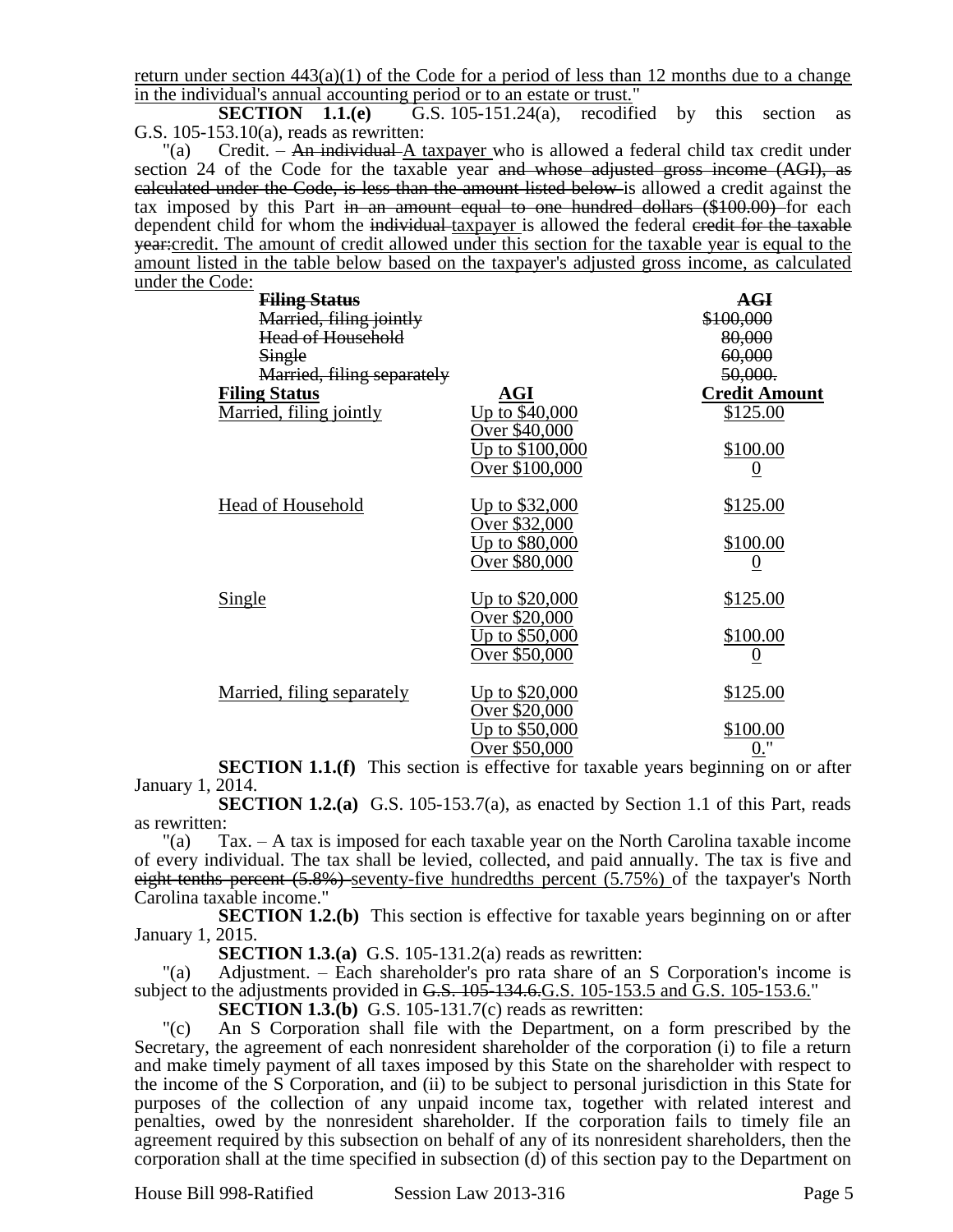return under section 443(a)(1) of the Code for a period of less than 12 months due to a change in the individual's annual accounting period or to an estate or trust."

**SECTION 1.1.(e)** G.S. 105-151.24(a), recodified by this section as G.S. 105-153.10(a), reads as rewritten:

"(a) Credit. – ~~An individual~~ A taxpayer who is allowed a federal child tax credit under section 24 of the Code for the taxable year ~~and whose adjusted gross income (AGI), as calculated under the Code, is less than the amount listed below~~ is allowed a credit against the tax imposed by this Part ~~in an amount equal to one hundred dollars ($100.00)~~ for each dependent child for whom the ~~individual~~ taxpayer is allowed the federal ~~credit for the taxable year:~~credit. The amount of credit allowed under this section for the taxable year is equal to the amount listed in the table below based on the taxpayer's adjusted gross income, as calculated under the Code:

| ~~**Filing Status**~~ | | ~~**AGI**~~ |
|---|---|---|
| ~~Married, filing jointly~~ | | ~~$100,000~~ |
| ~~Head of Household~~ | | ~~80,000~~ |
| ~~Single~~ | | ~~60,000~~ |
| ~~Married, filing separately~~ | | ~~50,000.~~ |

| **Filing Status** | **AGI** | **Credit Amount** |
|---|---|---|
| Married, filing jointly | Up to $40,000 | $125.00 |
| | Over $40,000 Up to $100,000 | $100.00 |
| | Over $100,000 | 0 |
| Head of Household | Up to $32,000 | $125.00 |
| | Over $32,000 Up to $80,000 | $100.00 |
| | Over $80,000 | 0 |
| Single | Up to $20,000 | $125.00 |
| | Over $20,000 Up to $50,000 | $100.00 |
| | Over $50,000 | 0 |
| Married, filing separately | Up to $20,000 | $125.00 |
| | Over $20,000 Up to $50,000 | $100.00 |
| | Over $50,000 | 0." |

**SECTION 1.1.(f)** This section is effective for taxable years beginning on or after January 1, 2014.

**SECTION 1.2.(a)** G.S. 105-153.7(a), as enacted by Section 1.1 of this Part, reads as rewritten:

"(a) Tax. – A tax is imposed for each taxable year on the North Carolina taxable income of every individual. The tax shall be levied, collected, and paid annually. The tax is five and ~~eight-tenths percent (5.8%)~~ seventy-five hundredths percent (5.75%) of the taxpayer's North Carolina taxable income."

**SECTION 1.2.(b)** This section is effective for taxable years beginning on or after January 1, 2015.

**SECTION 1.3.(a)** G.S. 105-131.2(a) reads as rewritten:

"(a) Adjustment. – Each shareholder's pro rata share of an S Corporation's income is subject to the adjustments provided in ~~G.S. 105-134.6.~~G.S. 105-153.5 and G.S. 105-153.6."

**SECTION 1.3.(b)** G.S. 105-131.7(c) reads as rewritten:

"(c) An S Corporation shall file with the Department, on a form prescribed by the Secretary, the agreement of each nonresident shareholder of the corporation (i) to file a return and make timely payment of all taxes imposed by this State on the shareholder with respect to the income of the S Corporation, and (ii) to be subject to personal jurisdiction in this State for purposes of the collection of any unpaid income tax, together with related interest and penalties, owed by the nonresident shareholder. If the corporation fails to timely file an agreement required by this subsection on behalf of any of its nonresident shareholders, then the corporation shall at the time specified in subsection (d) of this section pay to the Department on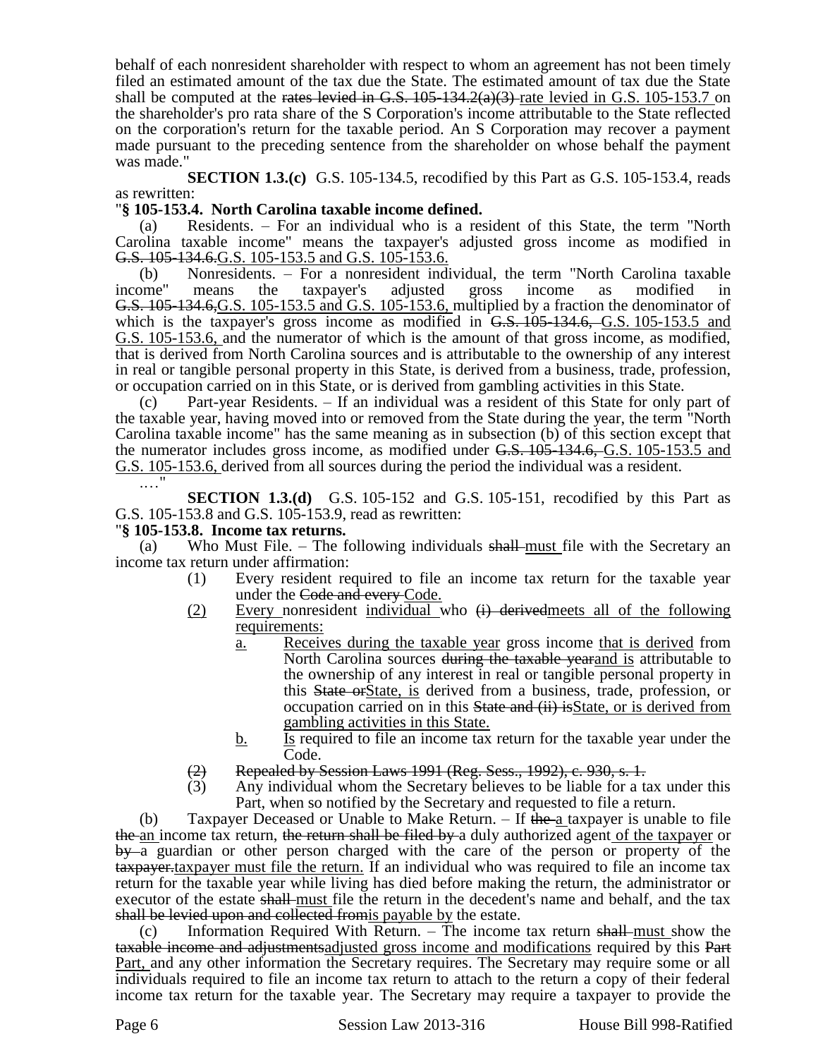behalf of each nonresident shareholder with respect to whom an agreement has not been timely filed an estimated amount of the tax due the State. The estimated amount of tax due the State shall be computed at the ~~rates levied in G.S. 105-134.2(a)(3)~~ rate levied in G.S. 105-153.7 on the shareholder's pro rata share of the S Corporation's income attributable to the State reflected on the corporation's return for the taxable period. An S Corporation may recover a payment made pursuant to the preceding sentence from the shareholder on whose behalf the payment was made."

**SECTION 1.3.(c)** G.S. 105-134.5, recodified by this Part as G.S. 105-153.4, reads as rewritten:

"**§ 105-153.4. North Carolina taxable income defined.**

(a) Residents. – For an individual who is a resident of this State, the term "North Carolina taxable income" means the taxpayer's adjusted gross income as modified in ~~G.S. 105-134.6.~~G.S. 105-153.5 and G.S. 105-153.6.

(b) Nonresidents. – For a nonresident individual, the term "North Carolina taxable income" means the taxpayer's adjusted gross income as modified in ~~G.S. 105-134.6,~~G.S. 105-153.5 and G.S. 105-153.6, multiplied by a fraction the denominator of which is the taxpayer's gross income as modified in ~~G.S. 105-134.6,~~ G.S. 105-153.5 and G.S. 105-153.6, and the numerator of which is the amount of that gross income, as modified, that is derived from North Carolina sources and is attributable to the ownership of any interest in real or tangible personal property in this State, is derived from a business, trade, profession, or occupation carried on in this State, or is derived from gambling activities in this State.

(c) Part-year Residents. – If an individual was a resident of this State for only part of the taxable year, having moved into or removed from the State during the year, the term "North Carolina taxable income" has the same meaning as in subsection (b) of this section except that the numerator includes gross income, as modified under ~~G.S. 105-134.6,~~ G.S. 105-153.5 and G.S. 105-153.6, derived from all sources during the period the individual was a resident.

…."

**SECTION 1.3.(d)** G.S. 105-152 and G.S. 105-151, recodified by this Part as G.S. 105-153.8 and G.S. 105-153.9, read as rewritten:

"**§ 105-153.8. Income tax returns.**

(a) Who Must File. – The following individuals ~~shall~~ must file with the Secretary an income tax return under affirmation:

(1) Every resident required to file an income tax return for the taxable year under the ~~Code and every~~ Code.

(2) Every nonresident individual who ~~(i) derived~~meets all of the following requirements:

a. Receives during the taxable year gross income that is derived from North Carolina sources ~~during the taxable year~~and is attributable to the ownership of any interest in real or tangible personal property in this ~~State or~~State, is derived from a business, trade, profession, or occupation carried on in this ~~State and (ii) is~~State, or is derived from gambling activities in this State.

b. Is required to file an income tax return for the taxable year under the Code.

~~(2) Repealed by Session Laws 1991 (Reg. Sess., 1992), c. 930, s. 1.~~

(3) Any individual whom the Secretary believes to be liable for a tax under this Part, when so notified by the Secretary and requested to file a return.

(b) Taxpayer Deceased or Unable to Make Return. – If ~~the~~ a taxpayer is unable to file ~~the~~ an income tax return, ~~the return shall be filed by~~ a duly authorized agent of the taxpayer or ~~by~~ a guardian or other person charged with the care of the person or property of the ~~taxpayer.~~taxpayer must file the return. If an individual who was required to file an income tax return for the taxable year while living has died before making the return, the administrator or executor of the estate ~~shall~~ must file the return in the decedent's name and behalf, and the tax ~~shall be levied upon and collected from~~is payable by the estate.

(c) Information Required With Return. – The income tax return ~~shall~~ must show the ~~taxable income and adjustments~~adjusted gross income and modifications required by this ~~Part~~ Part, and any other information the Secretary requires. The Secretary may require some or all individuals required to file an income tax return to attach to the return a copy of their federal income tax return for the taxable year. The Secretary may require a taxpayer to provide the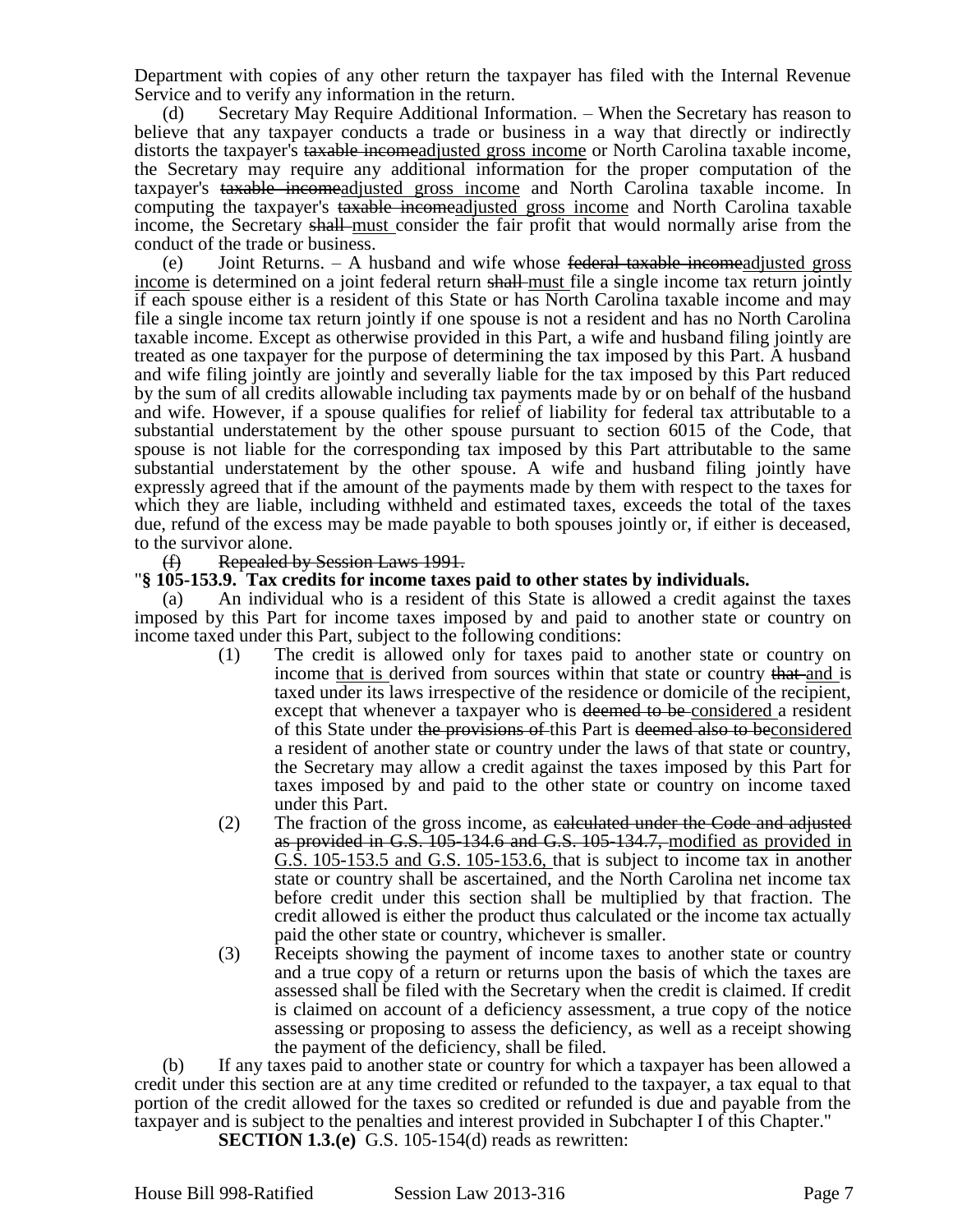Department with copies of any other return the taxpayer has filed with the Internal Revenue Service and to verify any information in the return.

(d) Secretary May Require Additional Information. – When the Secretary has reason to believe that any taxpayer conducts a trade or business in a way that directly or indirectly distorts the taxpayer's ~~taxable income~~adjusted gross income or North Carolina taxable income, the Secretary may require any additional information for the proper computation of the taxpayer's ~~taxable income~~adjusted gross income and North Carolina taxable income. In computing the taxpayer's ~~taxable income~~adjusted gross income and North Carolina taxable income, the Secretary ~~shall~~ must consider the fair profit that would normally arise from the conduct of the trade or business.

(e) Joint Returns. – A husband and wife whose ~~federal taxable income~~adjusted gross income is determined on a joint federal return ~~shall~~ must file a single income tax return jointly if each spouse either is a resident of this State or has North Carolina taxable income and may file a single income tax return jointly if one spouse is not a resident and has no North Carolina taxable income. Except as otherwise provided in this Part, a wife and husband filing jointly are treated as one taxpayer for the purpose of determining the tax imposed by this Part. A husband and wife filing jointly are jointly and severally liable for the tax imposed by this Part reduced by the sum of all credits allowable including tax payments made by or on behalf of the husband and wife. However, if a spouse qualifies for relief of liability for federal tax attributable to a substantial understatement by the other spouse pursuant to section 6015 of the Code, that spouse is not liable for the corresponding tax imposed by this Part attributable to the same substantial understatement by the other spouse. A wife and husband filing jointly have expressly agreed that if the amount of the payments made by them with respect to the taxes for which they are liable, including withheld and estimated taxes, exceeds the total of the taxes due, refund of the excess may be made payable to both spouses jointly or, if either is deceased, to the survivor alone.

~~(f) Repealed by Session Laws 1991.~~

"**§ 105-153.9. Tax credits for income taxes paid to other states by individuals.**

(a) An individual who is a resident of this State is allowed a credit against the taxes imposed by this Part for income taxes imposed by and paid to another state or country on income taxed under this Part, subject to the following conditions:

(1) The credit is allowed only for taxes paid to another state or country on income that is derived from sources within that state or country ~~that~~ and is taxed under its laws irrespective of the residence or domicile of the recipient, except that whenever a taxpayer who is ~~deemed to be~~ considered a resident of this State under ~~the provisions of~~ this Part is ~~deemed also to be~~considered a resident of another state or country under the laws of that state or country, the Secretary may allow a credit against the taxes imposed by this Part for taxes imposed by and paid to the other state or country on income taxed under this Part.

(2) The fraction of the gross income, as ~~calculated under the Code and adjusted as provided in G.S. 105-134.6 and G.S. 105-134.7,~~ modified as provided in G.S. 105-153.5 and G.S. 105-153.6, that is subject to income tax in another state or country shall be ascertained, and the North Carolina net income tax before credit under this section shall be multiplied by that fraction. The credit allowed is either the product thus calculated or the income tax actually paid the other state or country, whichever is smaller.

(3) Receipts showing the payment of income taxes to another state or country and a true copy of a return or returns upon the basis of which the taxes are assessed shall be filed with the Secretary when the credit is claimed. If credit is claimed on account of a deficiency assessment, a true copy of the notice assessing or proposing to assess the deficiency, as well as a receipt showing the payment of the deficiency, shall be filed.

(b) If any taxes paid to another state or country for which a taxpayer has been allowed a credit under this section are at any time credited or refunded to the taxpayer, a tax equal to that portion of the credit allowed for the taxes so credited or refunded is due and payable from the taxpayer and is subject to the penalties and interest provided in Subchapter I of this Chapter."

**SECTION 1.3.(e)** G.S. 105-154(d) reads as rewritten: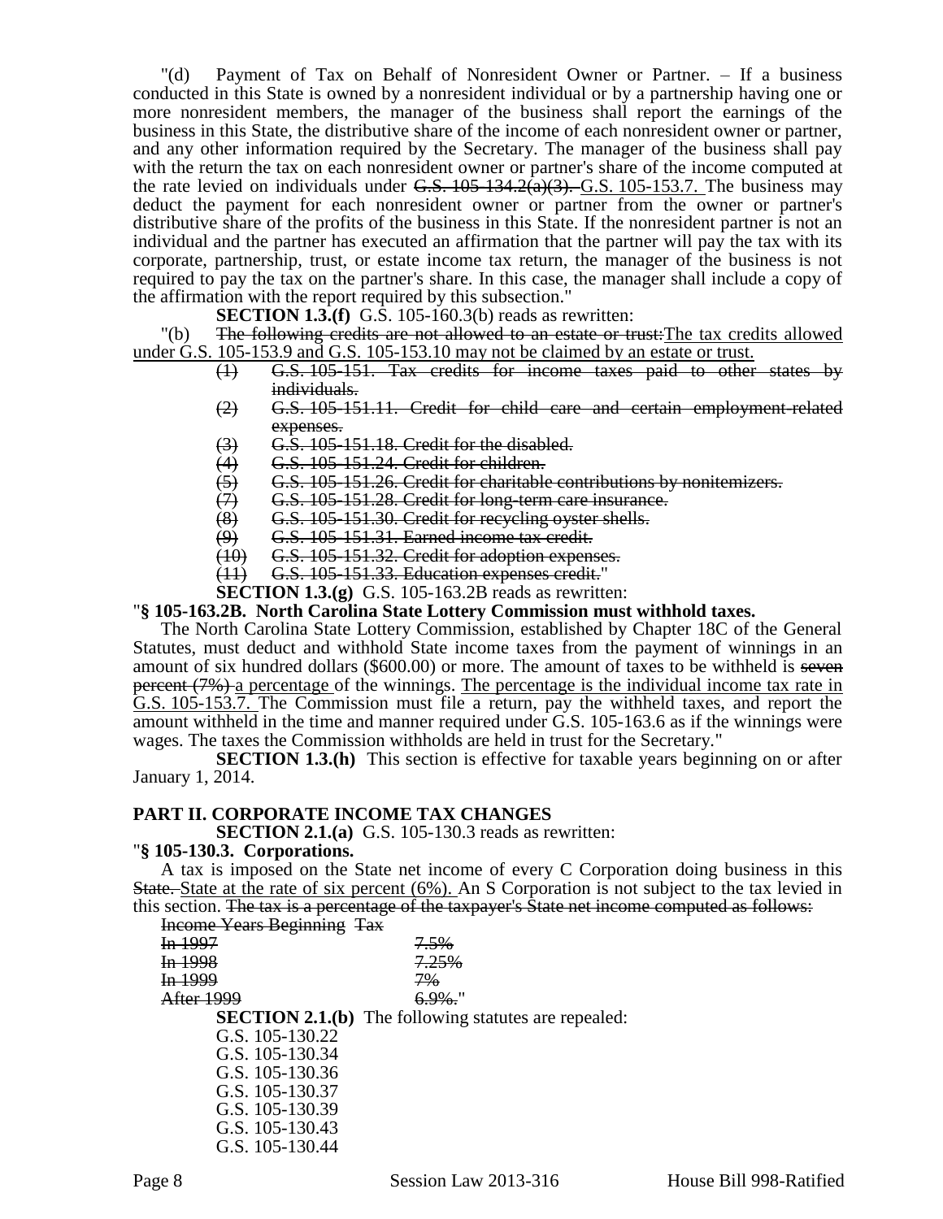"(d) Payment of Tax on Behalf of Nonresident Owner or Partner. – If a business conducted in this State is owned by a nonresident individual or by a partnership having one or more nonresident members, the manager of the business shall report the earnings of the business in this State, the distributive share of the income of each nonresident owner or partner, and any other information required by the Secretary. The manager of the business shall pay with the return the tax on each nonresident owner or partner's share of the income computed at the rate levied on individuals under ~~G.S. 105-134.2(a)(3).~~ G.S. 105-153.7. The business may deduct the payment for each nonresident owner or partner from the owner or partner's distributive share of the profits of the business in this State. If the nonresident partner is not an individual and the partner has executed an affirmation that the partner will pay the tax with its corporate, partnership, trust, or estate income tax return, the manager of the business is not required to pay the tax on the partner's share. In this case, the manager shall include a copy of the affirmation with the report required by this subsection."

**SECTION 1.3.(f)** G.S. 105-160.3(b) reads as rewritten:

"(b) ~~The following credits are not allowed to an estate or trust:~~ The tax credits allowed under G.S. 105-153.9 and G.S. 105-153.10 may not be claimed by an estate or trust.

- ~~(1) G.S. 105-151. Tax credits for income taxes paid to other states by individuals.~~
- ~~(2) G.S. 105-151.11. Credit for child care and certain employment-related expenses.~~
- ~~(3) G.S. 105-151.18. Credit for the disabled.~~
- ~~(4) G.S. 105-151.24. Credit for children.~~
- ~~(5) G.S. 105-151.26. Credit for charitable contributions by nonitemizers.~~
- ~~(7) G.S. 105-151.28. Credit for long-term care insurance.~~
- ~~(8) G.S. 105-151.30. Credit for recycling oyster shells.~~
- ~~(9) G.S. 105-151.31. Earned income tax credit.~~
- ~~(10) G.S. 105-151.32. Credit for adoption expenses.~~
- ~~(11) G.S. 105-151.33. Education expenses credit.~~"

**SECTION 1.3.(g)** G.S. 105-163.2B reads as rewritten:

"**§ 105-163.2B. North Carolina State Lottery Commission must withhold taxes.**

The North Carolina State Lottery Commission, established by Chapter 18C of the General Statutes, must deduct and withhold State income taxes from the payment of winnings in an amount of six hundred dollars ($600.00) or more. The amount of taxes to be withheld is ~~seven percent (7%)~~ a percentage of the winnings. The percentage is the individual income tax rate in G.S. 105-153.7. The Commission must file a return, pay the withheld taxes, and report the amount withheld in the time and manner required under G.S. 105-163.6 as if the winnings were wages. The taxes the Commission withholds are held in trust for the Secretary."

**SECTION 1.3.(h)** This section is effective for taxable years beginning on or after January 1, 2014.

**PART II. CORPORATE INCOME TAX CHANGES**

**SECTION 2.1.(a)** G.S. 105-130.3 reads as rewritten:

"**§ 105-130.3. Corporations.**

A tax is imposed on the State net income of every C Corporation doing business in this ~~State.~~ State at the rate of six percent (6%). An S Corporation is not subject to the tax levied in this section. ~~The tax is a percentage of the taxpayer's State net income computed as follows:~~

| ~~Income Years Beginning~~ | ~~Tax~~ |
|---|---|
| ~~In 1997~~ | ~~7.5%~~ |
| ~~In 1998~~ | ~~7.25%~~ |
| ~~In 1999~~ | ~~7%~~ |
| ~~After 1999~~ | ~~6.9%.~~" |

**SECTION 2.1.(b)** The following statutes are repealed:

G.S. 105-130.22
G.S. 105-130.34
G.S. 105-130.36
G.S. 105-130.37
G.S. 105-130.39
G.S. 105-130.43
G.S. 105-130.44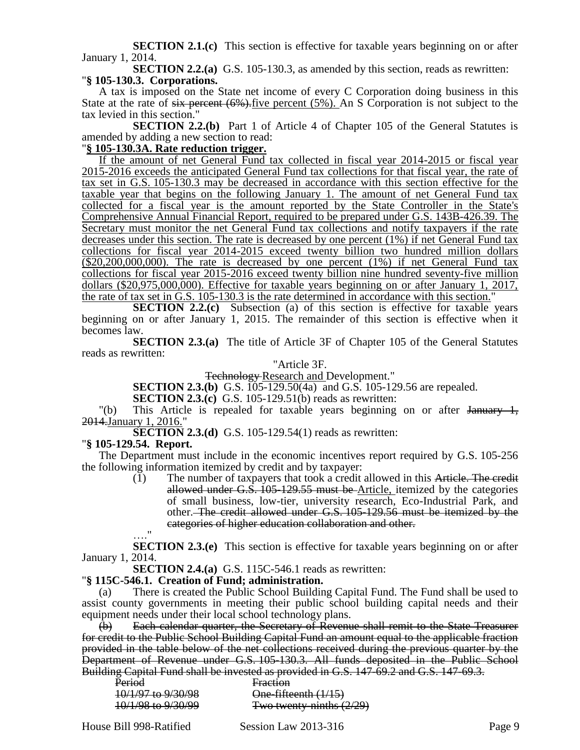**SECTION 2.1.(c)** This section is effective for taxable years beginning on or after January 1, 2014.

**SECTION 2.2.(a)** G.S. 105-130.3, as amended by this section, reads as rewritten:

"**§ 105-130.3. Corporations.**

A tax is imposed on the State net income of every C Corporation doing business in this State at the rate of ~~six percent (6%).~~five percent (5%). An S Corporation is not subject to the tax levied in this section."

**SECTION 2.2.(b)** Part 1 of Article 4 of Chapter 105 of the General Statutes is amended by adding a new section to read:

"**§ 105-130.3A. Rate reduction trigger.**

If the amount of net General Fund tax collected in fiscal year 2014-2015 or fiscal year 2015-2016 exceeds the anticipated General Fund tax collections for that fiscal year, the rate of tax set in G.S. 105-130.3 may be decreased in accordance with this section effective for the taxable year that begins on the following January 1. The amount of net General Fund tax collected for a fiscal year is the amount reported by the State Controller in the State's Comprehensive Annual Financial Report, required to be prepared under G.S. 143B-426.39. The Secretary must monitor the net General Fund tax collections and notify taxpayers if the rate decreases under this section. The rate is decreased by one percent (1%) if net General Fund tax collections for fiscal year 2014-2015 exceed twenty billion two hundred million dollars ($20,200,000,000). The rate is decreased by one percent (1%) if net General Fund tax collections for fiscal year 2015-2016 exceed twenty billion nine hundred seventy-five million dollars ($20,975,000,000). Effective for taxable years beginning on or after January 1, 2017, the rate of tax set in G.S. 105-130.3 is the rate determined in accordance with this section."

**SECTION 2.2.(c)** Subsection (a) of this section is effective for taxable years beginning on or after January 1, 2015. The remainder of this section is effective when it becomes law.

**SECTION 2.3.(a)** The title of Article 3F of Chapter 105 of the General Statutes reads as rewritten:

"Article 3F.

~~Technology~~ Research and Development."

**SECTION 2.3.(b)** G.S. 105-129.50(4a) and G.S. 105-129.56 are repealed.

**SECTION 2.3.(c)** G.S. 105-129.51(b) reads as rewritten:

"(b) This Article is repealed for taxable years beginning on or after ~~January 1, 2014.~~January 1, 2016."

**SECTION 2.3.(d)** G.S. 105-129.54(1) reads as rewritten:

"**§ 105-129.54. Report.**

The Department must include in the economic incentives report required by G.S. 105-256 the following information itemized by credit and by taxpayer:

(1) The number of taxpayers that took a credit allowed in this ~~Article. The credit allowed under G.S. 105-129.55 must be~~ Article, itemized by the categories of small business, low-tier, university research, Eco-Industrial Park, and other.~~ The credit allowed under G.S. 105-129.56 must be itemized by the categories of higher education collaboration and other.~~

…."

**SECTION 2.3.(e)** This section is effective for taxable years beginning on or after January 1, 2014.

**SECTION 2.4.(a)** G.S. 115C-546.1 reads as rewritten:

"**§ 115C-546.1. Creation of Fund; administration.**

(a) There is created the Public School Building Capital Fund. The Fund shall be used to assist county governments in meeting their public school building capital needs and their equipment needs under their local school technology plans.

~~(b) Each calendar quarter, the Secretary of Revenue shall remit to the State Treasurer for credit to the Public School Building Capital Fund an amount equal to the applicable fraction provided in the table below of the net collections received during the previous quarter by the Department of Revenue under G.S. 105-130.3. All funds deposited in the Public School Building Capital Fund shall be invested as provided in G.S. 147-69.2 and G.S. 147-69.3.~~

| ~~Period~~ | ~~Fraction~~ |
|---|---|
| ~~10/1/97 to 9/30/98~~ | ~~One-fifteenth (1/15)~~ |
| ~~10/1/98 to 9/30/99~~ | ~~Two-twenty-ninths (2/29)~~ |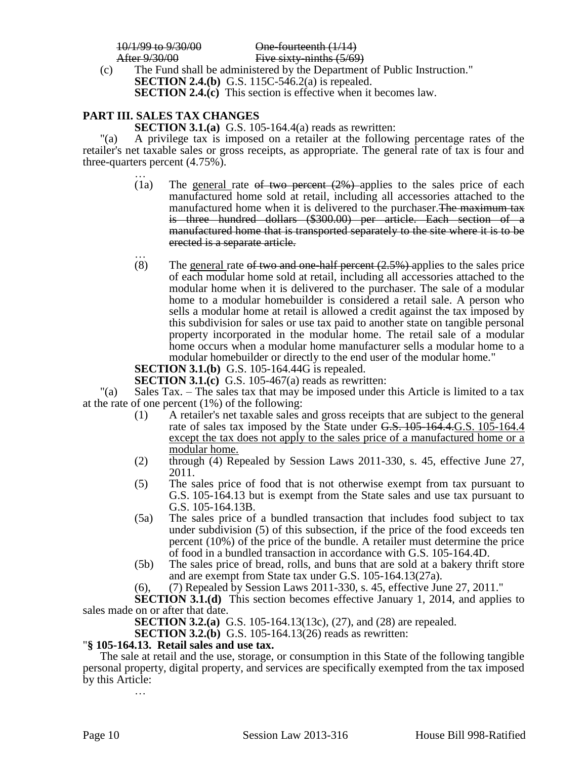~~10/1/99 to 9/30/00 One-fourteenth (1/14)~~
~~After 9/30/00 Five sixty-ninths (5/69)~~

(c) The Fund shall be administered by the Department of Public Instruction."

**SECTION 2.4.(b)** G.S. 115C-546.2(a) is repealed.

**SECTION 2.4.(c)** This section is effective when it becomes law.

## PART III. SALES TAX CHANGES

**SECTION 3.1.(a)** G.S. 105-164.4(a) reads as rewritten:

"(a) A privilege tax is imposed on a retailer at the following percentage rates of the retailer's net taxable sales or gross receipts, as appropriate. The general rate of tax is four and three-quarters percent (4.75%).

…

(1a) The <u>general</u> rate ~~of two percent (2%)~~ applies to the sales price of each manufactured home sold at retail, including all accessories attached to the manufactured home when it is delivered to the purchaser.~~The maximum tax is three hundred dollars ($300.00) per article. Each section of a manufactured home that is transported separately to the site where it is to be erected is a separate article.~~

…

(8) The <u>general</u> rate ~~of two and one-half percent (2.5%)~~ applies to the sales price of each modular home sold at retail, including all accessories attached to the modular home when it is delivered to the purchaser. The sale of a modular home to a modular homebuilder is considered a retail sale. A person who sells a modular home at retail is allowed a credit against the tax imposed by this subdivision for sales or use tax paid to another state on tangible personal property incorporated in the modular home. The retail sale of a modular home occurs when a modular home manufacturer sells a modular home to a modular homebuilder or directly to the end user of the modular home."

**SECTION 3.1.(b)** G.S. 105-164.44G is repealed.

**SECTION 3.1.(c)** G.S. 105-467(a) reads as rewritten:

"(a) Sales Tax. – The sales tax that may be imposed under this Article is limited to a tax at the rate of one percent (1%) of the following:

(1) A retailer's net taxable sales and gross receipts that are subject to the general rate of sales tax imposed by the State under ~~G.S. 105-164.4.~~<u>G.S. 105-164.4 except the tax does not apply to the sales price of a manufactured home or a modular home.</u>

(2) through (4) Repealed by Session Laws 2011-330, s. 45, effective June 27, 2011.

(5) The sales price of food that is not otherwise exempt from tax pursuant to G.S. 105-164.13 but is exempt from the State sales and use tax pursuant to G.S. 105-164.13B.

(5a) The sales price of a bundled transaction that includes food subject to tax under subdivision (5) of this subsection, if the price of the food exceeds ten percent (10%) of the price of the bundle. A retailer must determine the price of food in a bundled transaction in accordance with G.S. 105-164.4D.

(5b) The sales price of bread, rolls, and buns that are sold at a bakery thrift store and are exempt from State tax under G.S. 105-164.13(27a).

(6), (7) Repealed by Session Laws 2011-330, s. 45, effective June 27, 2011."

**SECTION 3.1.(d)** This section becomes effective January 1, 2014, and applies to sales made on or after that date.

**SECTION 3.2.(a)** G.S. 105-164.13(13c), (27), and (28) are repealed.

**SECTION 3.2.(b)** G.S. 105-164.13(26) reads as rewritten:

"**§ 105-164.13. Retail sales and use tax.**

The sale at retail and the use, storage, or consumption in this State of the following tangible personal property, digital property, and services are specifically exempted from the tax imposed by this Article:

…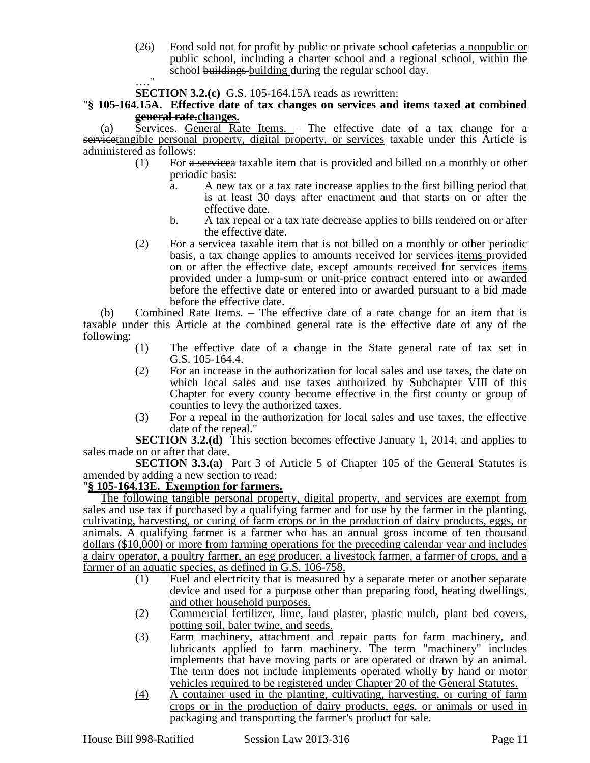(26) Food sold not for profit by ~~public or private school cafeterias~~ a nonpublic or public school, including a charter school and a regional school, within the school ~~buildings~~ building during the regular school day.

…."

**SECTION 3.2.(c)** G.S. 105-164.15A reads as rewritten:

"**§ 105-164.15A. Effective date of tax ~~changes on services and items taxed at combined general rate.~~changes.**

(a) ~~Services.~~ General Rate Items. – The effective date of a tax change for ~~a service~~tangible personal property, digital property, or services taxable under this Article is administered as follows:

(1) For ~~a service~~a taxable item that is provided and billed on a monthly or other periodic basis:

a. A new tax or a tax rate increase applies to the first billing period that is at least 30 days after enactment and that starts on or after the effective date.

b. A tax repeal or a tax rate decrease applies to bills rendered on or after the effective date.

(2) For ~~a service~~a taxable item that is not billed on a monthly or other periodic basis, a tax change applies to amounts received for ~~services~~ items provided on or after the effective date, except amounts received for ~~services~~ items provided under a lump-sum or unit-price contract entered into or awarded before the effective date or entered into or awarded pursuant to a bid made before the effective date.

(b) Combined Rate Items. – The effective date of a rate change for an item that is taxable under this Article at the combined general rate is the effective date of any of the following:

(1) The effective date of a change in the State general rate of tax set in G.S. 105-164.4.

(2) For an increase in the authorization for local sales and use taxes, the date on which local sales and use taxes authorized by Subchapter VIII of this Chapter for every county become effective in the first county or group of counties to levy the authorized taxes.

(3) For a repeal in the authorization for local sales and use taxes, the effective date of the repeal."

**SECTION 3.2.(d)** This section becomes effective January 1, 2014, and applies to sales made on or after that date.

**SECTION 3.3.(a)** Part 3 of Article 5 of Chapter 105 of the General Statutes is amended by adding a new section to read:

"**§ 105-164.13E. Exemption for farmers.**

The following tangible personal property, digital property, and services are exempt from sales and use tax if purchased by a qualifying farmer and for use by the farmer in the planting, cultivating, harvesting, or curing of farm crops or in the production of dairy products, eggs, or animals. A qualifying farmer is a farmer who has an annual gross income of ten thousand dollars ($10,000) or more from farming operations for the preceding calendar year and includes a dairy operator, a poultry farmer, an egg producer, a livestock farmer, a farmer of crops, and a farmer of an aquatic species, as defined in G.S. 106-758.

(1) Fuel and electricity that is measured by a separate meter or another separate device and used for a purpose other than preparing food, heating dwellings, and other household purposes.

(2) Commercial fertilizer, lime, land plaster, plastic mulch, plant bed covers, potting soil, baler twine, and seeds.

(3) Farm machinery, attachment and repair parts for farm machinery, and lubricants applied to farm machinery. The term "machinery" includes implements that have moving parts or are operated or drawn by an animal. The term does not include implements operated wholly by hand or motor vehicles required to be registered under Chapter 20 of the General Statutes.

(4) A container used in the planting, cultivating, harvesting, or curing of farm crops or in the production of dairy products, eggs, or animals or used in packaging and transporting the farmer's product for sale.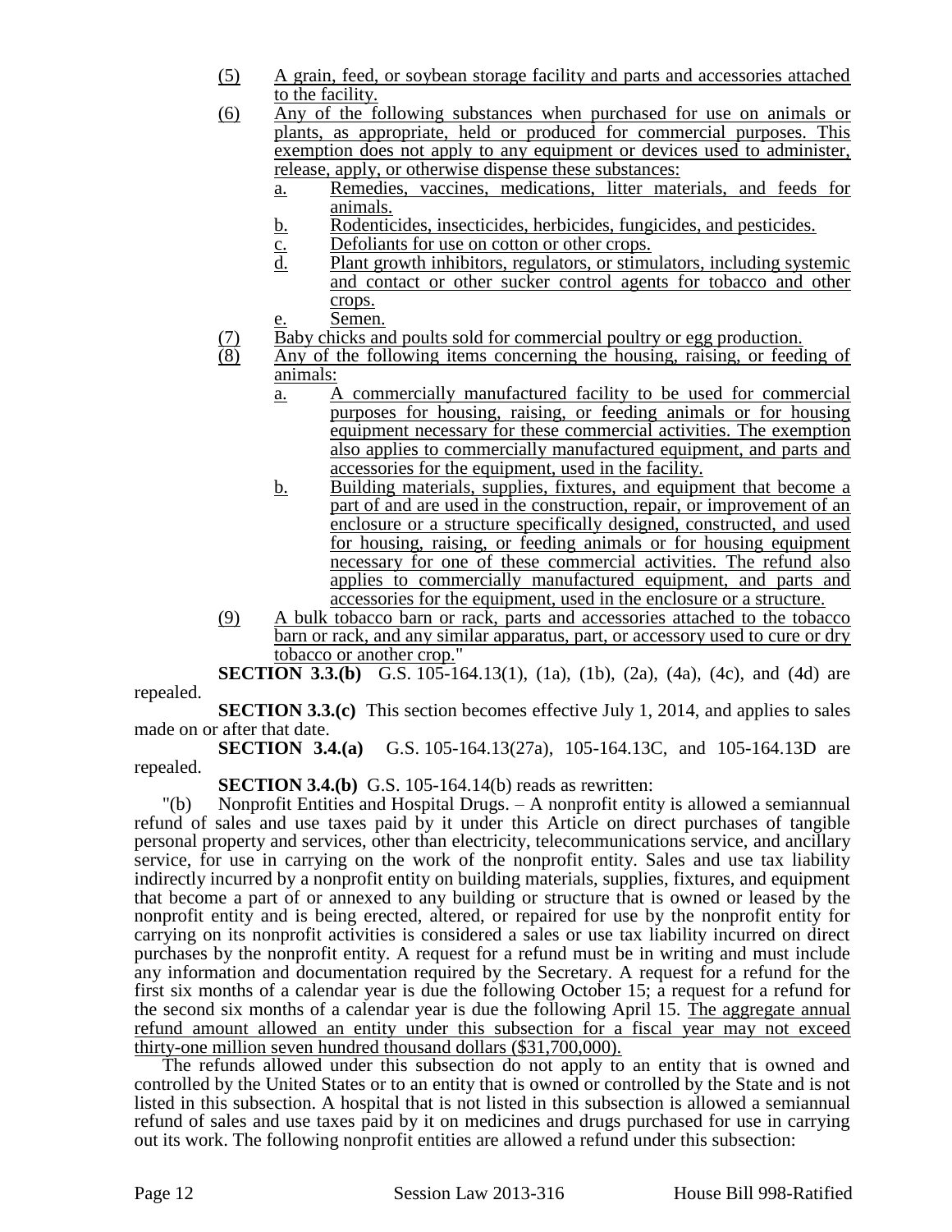(5) A grain, feed, or soybean storage facility and parts and accessories attached to the facility.

(6) Any of the following substances when purchased for use on animals or plants, as appropriate, held or produced for commercial purposes. This exemption does not apply to any equipment or devices used to administer, release, apply, or otherwise dispense these substances:

  a. Remedies, vaccines, medications, litter materials, and feeds for animals.

  b. Rodenticides, insecticides, herbicides, fungicides, and pesticides.

  c. Defoliants for use on cotton or other crops.

  d. Plant growth inhibitors, regulators, or stimulators, including systemic and contact or other sucker control agents for tobacco and other crops.

  e. Semen.

(7) Baby chicks and poults sold for commercial poultry or egg production.

(8) Any of the following items concerning the housing, raising, or feeding of animals:

  a. A commercially manufactured facility to be used for commercial purposes for housing, raising, or feeding animals or for housing equipment necessary for these commercial activities. The exemption also applies to commercially manufactured equipment, and parts and accessories for the equipment, used in the facility.

  b. Building materials, supplies, fixtures, and equipment that become a part of and are used in the construction, repair, or improvement of an enclosure or a structure specifically designed, constructed, and used for housing, raising, or feeding animals or for housing equipment necessary for one of these commercial activities. The refund also applies to commercially manufactured equipment, and parts and accessories for the equipment, used in the enclosure or a structure.

(9) A bulk tobacco barn or rack, parts and accessories attached to the tobacco barn or rack, and any similar apparatus, part, or accessory used to cure or dry tobacco or another crop."

**SECTION 3.3.(b)** G.S. 105-164.13(1), (1a), (1b), (2a), (4a), (4c), and (4d) are repealed.

**SECTION 3.3.(c)** This section becomes effective July 1, 2014, and applies to sales made on or after that date.

**SECTION 3.4.(a)** G.S. 105-164.13(27a), 105-164.13C, and 105-164.13D are repealed.

**SECTION 3.4.(b)** G.S. 105-164.14(b) reads as rewritten:

"(b) Nonprofit Entities and Hospital Drugs. – A nonprofit entity is allowed a semiannual refund of sales and use taxes paid by it under this Article on direct purchases of tangible personal property and services, other than electricity, telecommunications service, and ancillary service, for use in carrying on the work of the nonprofit entity. Sales and use tax liability indirectly incurred by a nonprofit entity on building materials, supplies, fixtures, and equipment that become a part of or annexed to any building or structure that is owned or leased by the nonprofit entity and is being erected, altered, or repaired for use by the nonprofit entity for carrying on its nonprofit activities is considered a sales or use tax liability incurred on direct purchases by the nonprofit entity. A request for a refund must be in writing and must include any information and documentation required by the Secretary. A request for a refund for the first six months of a calendar year is due the following October 15; a request for a refund for the second six months of a calendar year is due the following April 15. The aggregate annual refund amount allowed an entity under this subsection for a fiscal year may not exceed thirty-one million seven hundred thousand dollars ($31,700,000).

The refunds allowed under this subsection do not apply to an entity that is owned and controlled by the United States or to an entity that is owned or controlled by the State and is not listed in this subsection. A hospital that is not listed in this subsection is allowed a semiannual refund of sales and use taxes paid by it on medicines and drugs purchased for use in carrying out its work. The following nonprofit entities are allowed a refund under this subsection: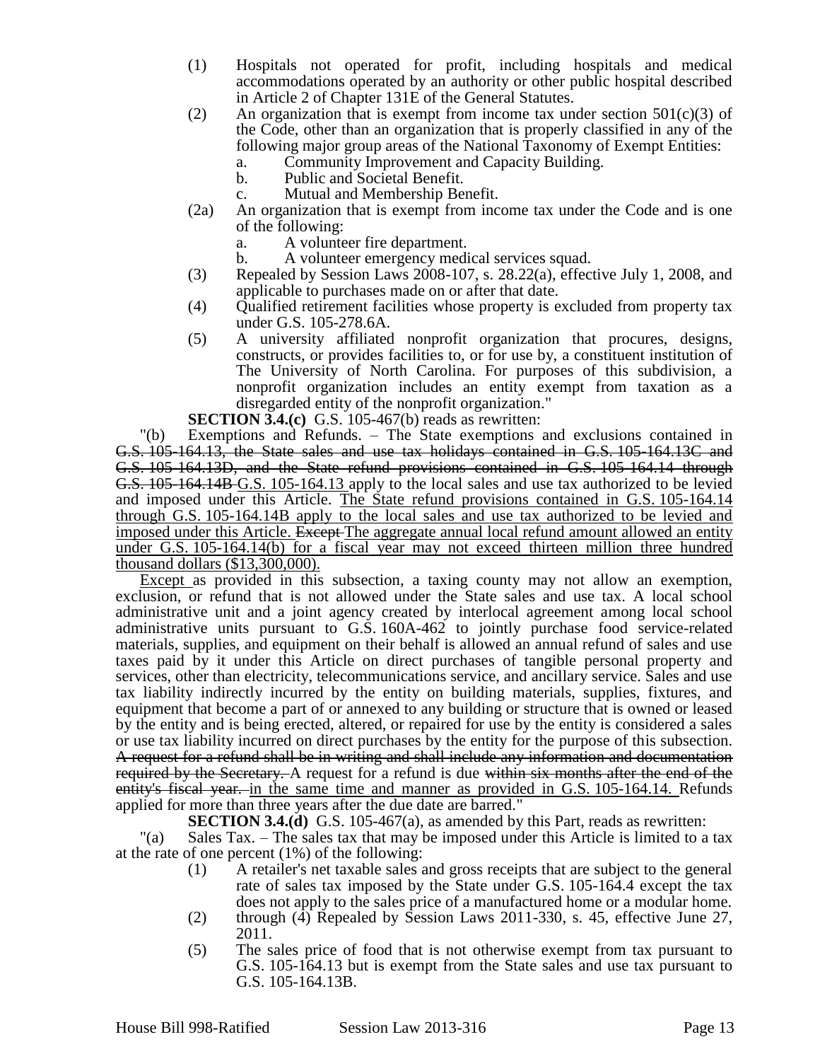(1) Hospitals not operated for profit, including hospitals and medical accommodations operated by an authority or other public hospital described in Article 2 of Chapter 131E of the General Statutes.

(2) An organization that is exempt from income tax under section 501(c)(3) of the Code, other than an organization that is properly classified in any of the following major group areas of the National Taxonomy of Exempt Entities:

a. Community Improvement and Capacity Building.

b. Public and Societal Benefit.

c. Mutual and Membership Benefit.

(2a) An organization that is exempt from income tax under the Code and is one of the following:

a. A volunteer fire department.

b. A volunteer emergency medical services squad.

(3) Repealed by Session Laws 2008-107, s. 28.22(a), effective July 1, 2008, and applicable to purchases made on or after that date.

(4) Qualified retirement facilities whose property is excluded from property tax under G.S. 105-278.6A.

(5) A university affiliated nonprofit organization that procures, designs, constructs, or provides facilities to, or for use by, a constituent institution of The University of North Carolina. For purposes of this subdivision, a nonprofit organization includes an entity exempt from taxation as a disregarded entity of the nonprofit organization."

**SECTION 3.4.(c)** G.S. 105-467(b) reads as rewritten:

"(b) Exemptions and Refunds. – The State exemptions and exclusions contained in ~~G.S. 105-164.13, the State sales and use tax holidays contained in G.S. 105-164.13C and G.S. 105-164.13D, and the State refund provisions contained in G.S. 105-164.14 through G.S. 105-164.14B~~ <u>G.S. 105-164.13</u> apply to the local sales and use tax authorized to be levied and imposed under this Article. <u>The State refund provisions contained in G.S. 105-164.14 through G.S. 105-164.14B apply to the local sales and use tax authorized to be levied and imposed under this Article.</u> ~~Except~~ <u>The aggregate annual local refund amount allowed an entity under G.S. 105-164.14(b) for a fiscal year may not exceed thirteen million three hundred thousand dollars ($13,300,000).</u>

<u>Except</u> as provided in this subsection, a taxing county may not allow an exemption, exclusion, or refund that is not allowed under the State sales and use tax. A local school administrative unit and a joint agency created by interlocal agreement among local school administrative units pursuant to G.S. 160A-462 to jointly purchase food service-related materials, supplies, and equipment on their behalf is allowed an annual refund of sales and use taxes paid by it under this Article on direct purchases of tangible personal property and services, other than electricity, telecommunications service, and ancillary service. Sales and use tax liability indirectly incurred by the entity on building materials, supplies, fixtures, and equipment that become a part of or annexed to any building or structure that is owned or leased by the entity and is being erected, altered, or repaired for use by the entity is considered a sales or use tax liability incurred on direct purchases by the entity for the purpose of this subsection. ~~A request for a refund shall be in writing and shall include any information and documentation required by the Secretary.~~ A request for a refund is due ~~within six months after the end of the entity's fiscal year.~~ <u>in the same time and manner as provided in G.S. 105-164.14.</u> Refunds applied for more than three years after the due date are barred."

**SECTION 3.4.(d)** G.S. 105-467(a), as amended by this Part, reads as rewritten:

"(a) Sales Tax. – The sales tax that may be imposed under this Article is limited to a tax at the rate of one percent (1%) of the following:

(1) A retailer's net taxable sales and gross receipts that are subject to the general rate of sales tax imposed by the State under G.S. 105-164.4 except the tax does not apply to the sales price of a manufactured home or a modular home.

(2) through (4) Repealed by Session Laws 2011-330, s. 45, effective June 27, 2011.

(5) The sales price of food that is not otherwise exempt from tax pursuant to G.S. 105-164.13 but is exempt from the State sales and use tax pursuant to G.S. 105-164.13B.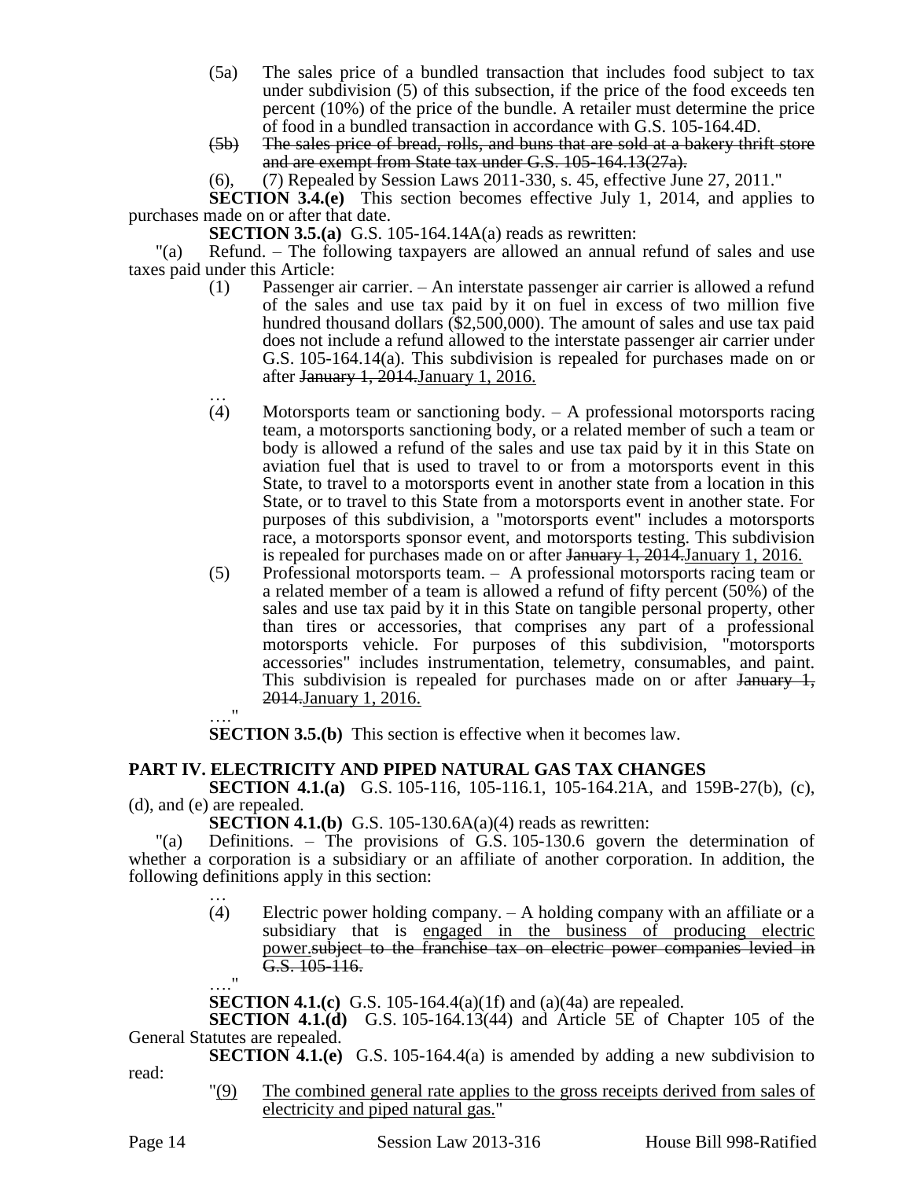(5a) The sales price of a bundled transaction that includes food subject to tax under subdivision (5) of this subsection, if the price of the food exceeds ten percent (10%) of the price of the bundle. A retailer must determine the price of food in a bundled transaction in accordance with G.S. 105-164.4D.

~~(5b) The sales price of bread, rolls, and buns that are sold at a bakery thrift store and are exempt from State tax under G.S. 105-164.13(27a).~~

(6), (7) Repealed by Session Laws 2011-330, s. 45, effective June 27, 2011."

**SECTION 3.4.(e)** This section becomes effective July 1, 2014, and applies to purchases made on or after that date.

**SECTION 3.5.(a)** G.S. 105-164.14A(a) reads as rewritten:

"(a) Refund. – The following taxpayers are allowed an annual refund of sales and use taxes paid under this Article:

(1) Passenger air carrier. – An interstate passenger air carrier is allowed a refund of the sales and use tax paid by it on fuel in excess of two million five hundred thousand dollars ($2,500,000). The amount of sales and use tax paid does not include a refund allowed to the interstate passenger air carrier under G.S. 105-164.14(a). This subdivision is repealed for purchases made on or after ~~January 1, 2014.~~January 1, 2016.

…

(4) Motorsports team or sanctioning body. – A professional motorsports racing team, a motorsports sanctioning body, or a related member of such a team or body is allowed a refund of the sales and use tax paid by it in this State on aviation fuel that is used to travel to or from a motorsports event in this State, to travel to a motorsports event in another state from a location in this State, or to travel to this State from a motorsports event in another state. For purposes of this subdivision, a "motorsports event" includes a motorsports race, a motorsports sponsor event, and motorsports testing. This subdivision is repealed for purchases made on or after ~~January 1, 2014.~~January 1, 2016.

(5) Professional motorsports team. – A professional motorsports racing team or a related member of a team is allowed a refund of fifty percent (50%) of the sales and use tax paid by it in this State on tangible personal property, other than tires or accessories, that comprises any part of a professional motorsports vehicle. For purposes of this subdivision, "motorsports accessories" includes instrumentation, telemetry, consumables, and paint. This subdivision is repealed for purchases made on or after ~~January 1, 2014.~~January 1, 2016.

…."

**SECTION 3.5.(b)** This section is effective when it becomes law.

## PART IV. ELECTRICITY AND PIPED NATURAL GAS TAX CHANGES

**SECTION 4.1.(a)** G.S. 105-116, 105-116.1, 105-164.21A, and 159B-27(b), (c), (d), and (e) are repealed.

**SECTION 4.1.(b)** G.S. 105-130.6A(a)(4) reads as rewritten:

"(a) Definitions. – The provisions of G.S. 105-130.6 govern the determination of whether a corporation is a subsidiary or an affiliate of another corporation. In addition, the following definitions apply in this section:

…

(4) Electric power holding company. – A holding company with an affiliate or a subsidiary that is engaged in the business of producing electric power.~~subject to the franchise tax on electric power companies levied in G.S. 105-116.~~

…."

**SECTION 4.1.(c)** G.S. 105-164.4(a)(1f) and (a)(4a) are repealed.

**SECTION 4.1.(d)** G.S. 105-164.13(44) and Article 5E of Chapter 105 of the General Statutes are repealed.

**SECTION 4.1.(e)** G.S. 105-164.4(a) is amended by adding a new subdivision to read:

"(9) The combined general rate applies to the gross receipts derived from sales of electricity and piped natural gas."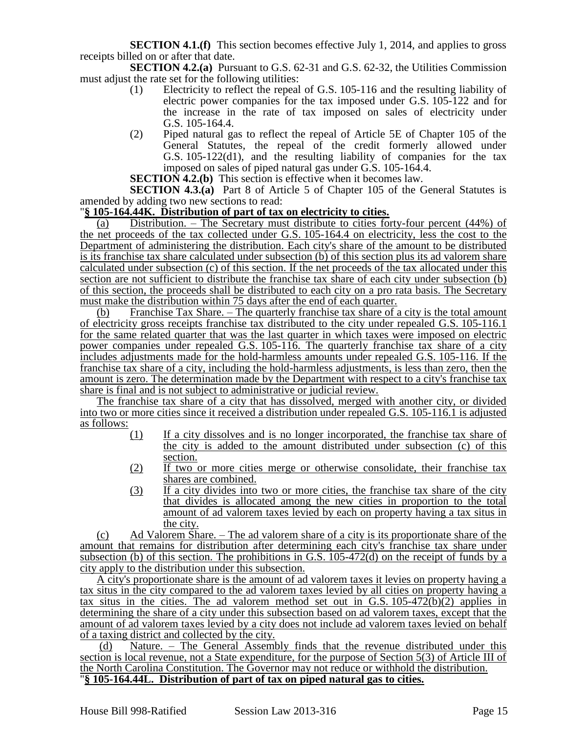**SECTION 4.1.(f)** This section becomes effective July 1, 2014, and applies to gross receipts billed on or after that date.

**SECTION 4.2.(a)** Pursuant to G.S. 62-31 and G.S. 62-32, the Utilities Commission must adjust the rate set for the following utilities:

(1) Electricity to reflect the repeal of G.S. 105-116 and the resulting liability of electric power companies for the tax imposed under G.S. 105-122 and for the increase in the rate of tax imposed on sales of electricity under G.S. 105-164.4.

(2) Piped natural gas to reflect the repeal of Article 5E of Chapter 105 of the General Statutes, the repeal of the credit formerly allowed under G.S. 105-122(d1), and the resulting liability of companies for the tax imposed on sales of piped natural gas under G.S. 105-164.4.

**SECTION 4.2.(b)** This section is effective when it becomes law.

**SECTION 4.3.(a)** Part 8 of Article 5 of Chapter 105 of the General Statutes is amended by adding two new sections to read:

"**§ 105-164.44K. Distribution of part of tax on electricity to cities.**

(a) Distribution. – The Secretary must distribute to cities forty-four percent (44%) of the net proceeds of the tax collected under G.S. 105-164.4 on electricity, less the cost to the Department of administering the distribution. Each city's share of the amount to be distributed is its franchise tax share calculated under subsection (b) of this section plus its ad valorem share calculated under subsection (c) of this section. If the net proceeds of the tax allocated under this section are not sufficient to distribute the franchise tax share of each city under subsection (b) of this section, the proceeds shall be distributed to each city on a pro rata basis. The Secretary must make the distribution within 75 days after the end of each quarter.

(b) Franchise Tax Share. – The quarterly franchise tax share of a city is the total amount of electricity gross receipts franchise tax distributed to the city under repealed G.S. 105-116.1 for the same related quarter that was the last quarter in which taxes were imposed on electric power companies under repealed G.S. 105-116. The quarterly franchise tax share of a city includes adjustments made for the hold-harmless amounts under repealed G.S. 105-116. If the franchise tax share of a city, including the hold-harmless adjustments, is less than zero, then the amount is zero. The determination made by the Department with respect to a city's franchise tax share is final and is not subject to administrative or judicial review.

The franchise tax share of a city that has dissolved, merged with another city, or divided into two or more cities since it received a distribution under repealed G.S. 105-116.1 is adjusted as follows:

(1) If a city dissolves and is no longer incorporated, the franchise tax share of the city is added to the amount distributed under subsection (c) of this section.

(2) If two or more cities merge or otherwise consolidate, their franchise tax shares are combined.

(3) If a city divides into two or more cities, the franchise tax share of the city that divides is allocated among the new cities in proportion to the total amount of ad valorem taxes levied by each on property having a tax situs in the city.

(c) Ad Valorem Share. – The ad valorem share of a city is its proportionate share of the amount that remains for distribution after determining each city's franchise tax share under subsection (b) of this section. The prohibitions in G.S. 105-472(d) on the receipt of funds by a city apply to the distribution under this subsection.

A city's proportionate share is the amount of ad valorem taxes it levies on property having a tax situs in the city compared to the ad valorem taxes levied by all cities on property having a tax situs in the cities. The ad valorem method set out in G.S. 105-472(b)(2) applies in determining the share of a city under this subsection based on ad valorem taxes, except that the amount of ad valorem taxes levied by a city does not include ad valorem taxes levied on behalf of a taxing district and collected by the city.

(d) Nature. – The General Assembly finds that the revenue distributed under this section is local revenue, not a State expenditure, for the purpose of Section 5(3) of Article III of the North Carolina Constitution. The Governor may not reduce or withhold the distribution.

"**§ 105-164.44L. Distribution of part of tax on piped natural gas to cities.**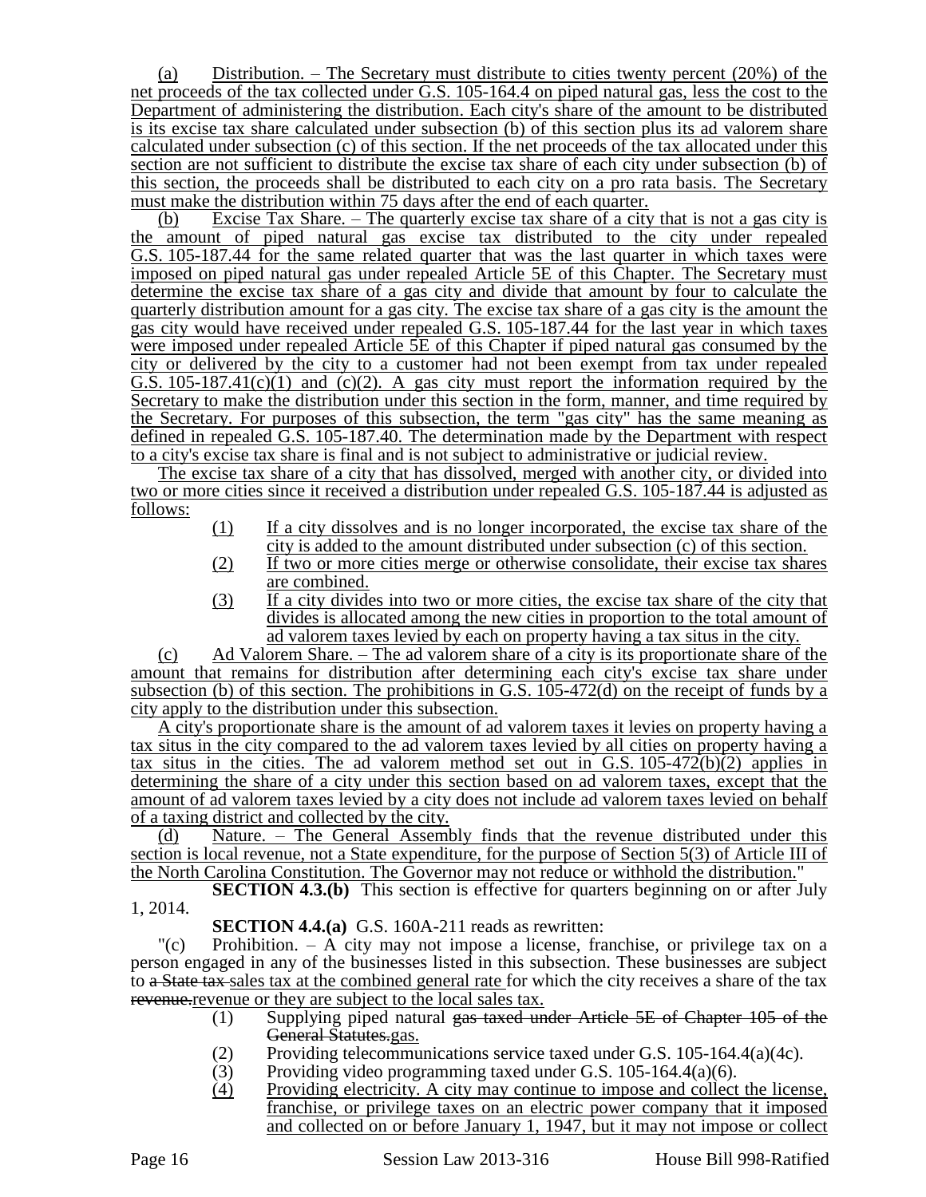(a) Distribution. – The Secretary must distribute to cities twenty percent (20%) of the net proceeds of the tax collected under G.S. 105-164.4 on piped natural gas, less the cost to the Department of administering the distribution. Each city's share of the amount to be distributed is its excise tax share calculated under subsection (b) of this section plus its ad valorem share calculated under subsection (c) of this section. If the net proceeds of the tax allocated under this section are not sufficient to distribute the excise tax share of each city under subsection (b) of this section, the proceeds shall be distributed to each city on a pro rata basis. The Secretary must make the distribution within 75 days after the end of each quarter.

(b) Excise Tax Share. – The quarterly excise tax share of a city that is not a gas city is the amount of piped natural gas excise tax distributed to the city under repealed G.S. 105-187.44 for the same related quarter that was the last quarter in which taxes were imposed on piped natural gas under repealed Article 5E of this Chapter. The Secretary must determine the excise tax share of a gas city and divide that amount by four to calculate the quarterly distribution amount for a gas city. The excise tax share of a gas city is the amount the gas city would have received under repealed G.S. 105-187.44 for the last year in which taxes were imposed under repealed Article 5E of this Chapter if piped natural gas consumed by the city or delivered by the city to a customer had not been exempt from tax under repealed G.S. 105-187.41(c)(1) and (c)(2). A gas city must report the information required by the Secretary to make the distribution under this section in the form, manner, and time required by the Secretary. For purposes of this subsection, the term "gas city" has the same meaning as defined in repealed G.S. 105-187.40. The determination made by the Department with respect to a city's excise tax share is final and is not subject to administrative or judicial review.

The excise tax share of a city that has dissolved, merged with another city, or divided into two or more cities since it received a distribution under repealed G.S. 105-187.44 is adjusted as follows:

(1) If a city dissolves and is no longer incorporated, the excise tax share of the city is added to the amount distributed under subsection (c) of this section.
(2) If two or more cities merge or otherwise consolidate, their excise tax shares are combined.
(3) If a city divides into two or more cities, the excise tax share of the city that divides is allocated among the new cities in proportion to the total amount of ad valorem taxes levied by each on property having a tax situs in the city.

(c) Ad Valorem Share. – The ad valorem share of a city is its proportionate share of the amount that remains for distribution after determining each city's excise tax share under subsection (b) of this section. The prohibitions in G.S. 105-472(d) on the receipt of funds by a city apply to the distribution under this subsection.

A city's proportionate share is the amount of ad valorem taxes it levies on property having a tax situs in the city compared to the ad valorem taxes levied by all cities on property having a tax situs in the cities. The ad valorem method set out in G.S. 105-472(b)(2) applies in determining the share of a city under this section based on ad valorem taxes, except that the amount of ad valorem taxes levied by a city does not include ad valorem taxes levied on behalf of a taxing district and collected by the city.

(d) Nature. – The General Assembly finds that the revenue distributed under this section is local revenue, not a State expenditure, for the purpose of Section 5(3) of Article III of the North Carolina Constitution. The Governor may not reduce or withhold the distribution."

**SECTION 4.3.(b)** This section is effective for quarters beginning on or after July 1, 2014.

**SECTION 4.4.(a)** G.S. 160A-211 reads as rewritten:

"(c) Prohibition. – A city may not impose a license, franchise, or privilege tax on a person engaged in any of the businesses listed in this subsection. These businesses are subject to ~~a State tax~~ sales tax at the combined general rate for which the city receives a share of the tax ~~revenue.~~revenue or they are subject to the local sales tax.

(1) Supplying piped natural ~~gas taxed under Article 5E of Chapter 105 of the General Statutes.~~gas.
(2) Providing telecommunications service taxed under G.S. 105-164.4(a)(4c).
(3) Providing video programming taxed under G.S. 105-164.4(a)(6).
(4) Providing electricity. A city may continue to impose and collect the license, franchise, or privilege taxes on an electric power company that it imposed and collected on or before January 1, 1947, but it may not impose or collect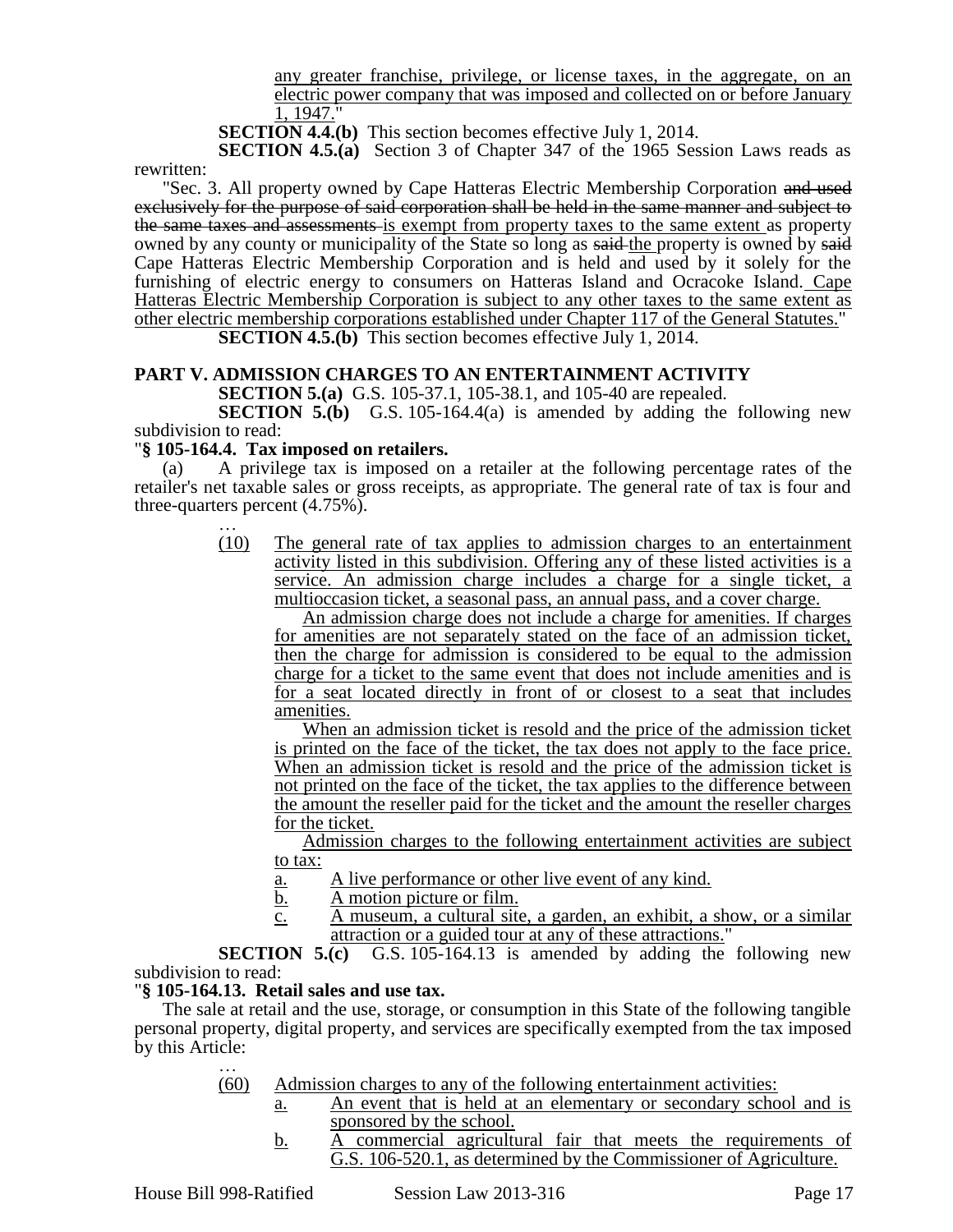any greater franchise, privilege, or license taxes, in the aggregate, on an electric power company that was imposed and collected on or before January 1, 1947."

**SECTION 4.4.(b)** This section becomes effective July 1, 2014.

**SECTION 4.5.(a)** Section 3 of Chapter 347 of the 1965 Session Laws reads as rewritten:

"Sec. 3. All property owned by Cape Hatteras Electric Membership Corporation ~~and used exclusively for the purpose of said corporation shall be held in the same manner and subject to the same taxes and assessments~~ is exempt from property taxes to the same extent as property owned by any county or municipality of the State so long as ~~said~~ the property is owned by ~~said~~ Cape Hatteras Electric Membership Corporation and is held and used by it solely for the furnishing of electric energy to consumers on Hatteras Island and Ocracoke Island. Cape Hatteras Electric Membership Corporation is subject to any other taxes to the same extent as other electric membership corporations established under Chapter 117 of the General Statutes."

**SECTION 4.5.(b)** This section becomes effective July 1, 2014.

## PART V. ADMISSION CHARGES TO AN ENTERTAINMENT ACTIVITY

**SECTION 5.(a)** G.S. 105-37.1, 105-38.1, and 105-40 are repealed.

**SECTION 5.(b)** G.S. 105-164.4(a) is amended by adding the following new subdivision to read:

"**§ 105-164.4. Tax imposed on retailers.**

(a) A privilege tax is imposed on a retailer at the following percentage rates of the retailer's net taxable sales or gross receipts, as appropriate. The general rate of tax is four and three-quarters percent (4.75%).

…

(10) The general rate of tax applies to admission charges to an entertainment activity listed in this subdivision. Offering any of these listed activities is a service. An admission charge includes a charge for a single ticket, a multioccasion ticket, a seasonal pass, an annual pass, and a cover charge.

An admission charge does not include a charge for amenities. If charges for amenities are not separately stated on the face of an admission ticket, then the charge for admission is considered to be equal to the admission charge for a ticket to the same event that does not include amenities and is for a seat located directly in front of or closest to a seat that includes amenities.

When an admission ticket is resold and the price of the admission ticket is printed on the face of the ticket, the tax does not apply to the face price. When an admission ticket is resold and the price of the admission ticket is not printed on the face of the ticket, the tax applies to the difference between the amount the reseller paid for the ticket and the amount the reseller charges for the ticket.

Admission charges to the following entertainment activities are subject to tax:

a. A live performance or other live event of any kind.
b. A motion picture or film.
c. A museum, a cultural site, a garden, an exhibit, a show, or a similar attraction or a guided tour at any of these attractions."

**SECTION 5.(c)** G.S. 105-164.13 is amended by adding the following new subdivision to read:

"**§ 105-164.13. Retail sales and use tax.**

The sale at retail and the use, storage, or consumption in this State of the following tangible personal property, digital property, and services are specifically exempted from the tax imposed by this Article:

…

(60) Admission charges to any of the following entertainment activities:

a. An event that is held at an elementary or secondary school and is sponsored by the school.
b. A commercial agricultural fair that meets the requirements of G.S. 106-520.1, as determined by the Commissioner of Agriculture.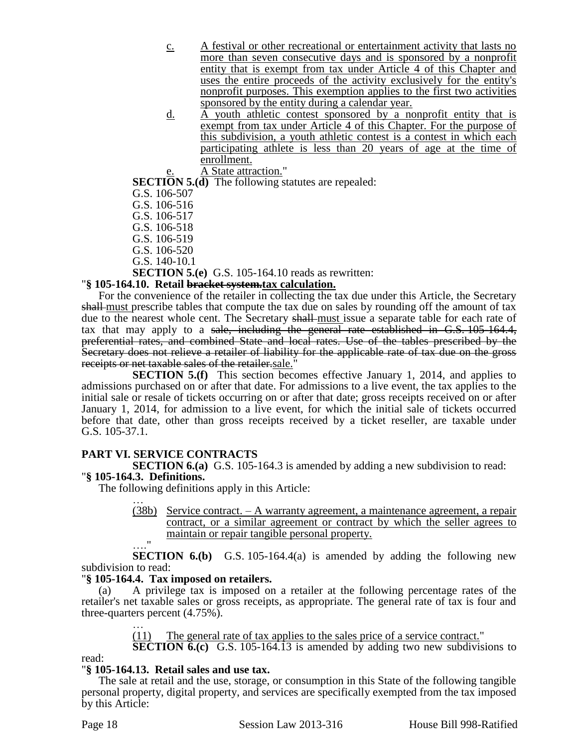c. A festival or other recreational or entertainment activity that lasts no more than seven consecutive days and is sponsored by a nonprofit entity that is exempt from tax under Article 4 of this Chapter and uses the entire proceeds of the activity exclusively for the entity's nonprofit purposes. This exemption applies to the first two activities sponsored by the entity during a calendar year.

d. A youth athletic contest sponsored by a nonprofit entity that is exempt from tax under Article 4 of this Chapter. For the purpose of this subdivision, a youth athletic contest is a contest in which each participating athlete is less than 20 years of age at the time of enrollment.

e. A State attraction."

**SECTION 5.(d)** The following statutes are repealed:

G.S. 106-507
G.S. 106-516
G.S. 106-517
G.S. 106-518
G.S. 106-519
G.S. 106-520
G.S. 140-10.1

**SECTION 5.(e)** G.S. 105-164.10 reads as rewritten:

"**§ 105-164.10. Retail ~~bracket system.~~tax calculation.**

For the convenience of the retailer in collecting the tax due under this Article, the Secretary ~~shall~~ must prescribe tables that compute the tax due on sales by rounding off the amount of tax due to the nearest whole cent. The Secretary ~~shall~~ must issue a separate table for each rate of tax that may apply to a ~~sale, including the general rate established in G.S. 105-164.4, preferential rates, and combined State and local rates. Use of the tables prescribed by the Secretary does not relieve a retailer of liability for the applicable rate of tax due on the gross receipts or net taxable sales of the retailer.~~sale."

**SECTION 5.(f)** This section becomes effective January 1, 2014, and applies to admissions purchased on or after that date. For admissions to a live event, the tax applies to the initial sale or resale of tickets occurring on or after that date; gross receipts received on or after January 1, 2014, for admission to a live event, for which the initial sale of tickets occurred before that date, other than gross receipts received by a ticket reseller, are taxable under G.S. 105-37.1.

**PART VI. SERVICE CONTRACTS**

**SECTION 6.(a)** G.S. 105-164.3 is amended by adding a new subdivision to read:

"**§ 105-164.3. Definitions.**

The following definitions apply in this Article:

…

(38b) Service contract. – A warranty agreement, a maintenance agreement, a repair contract, or a similar agreement or contract by which the seller agrees to maintain or repair tangible personal property.

…."

**SECTION 6.(b)** G.S. 105-164.4(a) is amended by adding the following new subdivision to read:

"**§ 105-164.4. Tax imposed on retailers.**

(a) A privilege tax is imposed on a retailer at the following percentage rates of the retailer's net taxable sales or gross receipts, as appropriate. The general rate of tax is four and three-quarters percent (4.75%).

…

(11) The general rate of tax applies to the sales price of a service contract."

**SECTION 6.(c)** G.S. 105-164.13 is amended by adding two new subdivisions to read:

"**§ 105-164.13. Retail sales and use tax.**

The sale at retail and the use, storage, or consumption in this State of the following tangible personal property, digital property, and services are specifically exempted from the tax imposed by this Article: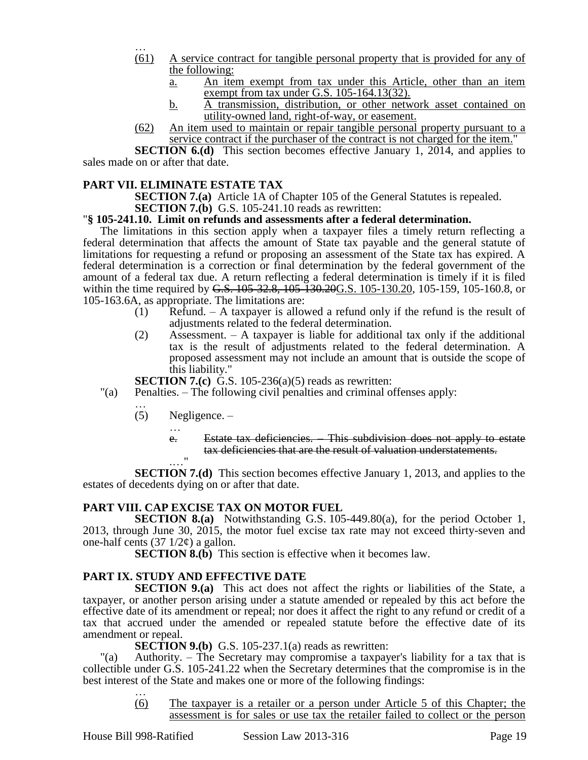…

(61) A service contract for tangible personal property that is provided for any of the following:

   a. An item exempt from tax under this Article, other than an item exempt from tax under G.S. 105-164.13(32).

   b. A transmission, distribution, or other network asset contained on utility-owned land, right-of-way, or easement.

(62) An item used to maintain or repair tangible personal property pursuant to a service contract if the purchaser of the contract is not charged for the item."

**SECTION 6.(d)** This section becomes effective January 1, 2014, and applies to sales made on or after that date.

## PART VII. ELIMINATE ESTATE TAX

**SECTION 7.(a)** Article 1A of Chapter 105 of the General Statutes is repealed.

**SECTION 7.(b)** G.S. 105-241.10 reads as rewritten:

"**§ 105-241.10. Limit on refunds and assessments after a federal determination.**

The limitations in this section apply when a taxpayer files a timely return reflecting a federal determination that affects the amount of State tax payable and the general statute of limitations for requesting a refund or proposing an assessment of the State tax has expired. A federal determination is a correction or final determination by the federal government of the amount of a federal tax due. A return reflecting a federal determination is timely if it is filed within the time required by ~~G.S. 105-32.8, 105-130.20~~G.S. 105-130.20, 105-159, 105-160.8, or 105-163.6A, as appropriate. The limitations are:

(1) Refund. – A taxpayer is allowed a refund only if the refund is the result of adjustments related to the federal determination.

(2) Assessment. – A taxpayer is liable for additional tax only if the additional tax is the result of adjustments related to the federal determination. A proposed assessment may not include an amount that is outside the scope of this liability."

**SECTION 7.(c)** G.S. 105-236(a)(5) reads as rewritten:

"(a) Penalties. – The following civil penalties and criminal offenses apply:

…

(5) Negligence. –

…

~~e. Estate tax deficiencies. – This subdivision does not apply to estate tax deficiencies that are the result of valuation understatements.~~

…."

**SECTION 7.(d)** This section becomes effective January 1, 2013, and applies to the estates of decedents dying on or after that date.

## PART VIII. CAP EXCISE TAX ON MOTOR FUEL

**SECTION 8.(a)** Notwithstanding G.S. 105-449.80(a), for the period October 1, 2013, through June 30, 2015, the motor fuel excise tax rate may not exceed thirty-seven and one-half cents (37 1/2¢) a gallon.

**SECTION 8.(b)** This section is effective when it becomes law.

## PART IX. STUDY AND EFFECTIVE DATE

**SECTION 9.(a)** This act does not affect the rights or liabilities of the State, a taxpayer, or another person arising under a statute amended or repealed by this act before the effective date of its amendment or repeal; nor does it affect the right to any refund or credit of a tax that accrued under the amended or repealed statute before the effective date of its amendment or repeal.

**SECTION 9.(b)** G.S. 105-237.1(a) reads as rewritten:

"(a) Authority. – The Secretary may compromise a taxpayer's liability for a tax that is collectible under G.S. 105-241.22 when the Secretary determines that the compromise is in the best interest of the State and makes one or more of the following findings:

…

(6) The taxpayer is a retailer or a person under Article 5 of this Chapter; the assessment is for sales or use tax the retailer failed to collect or the person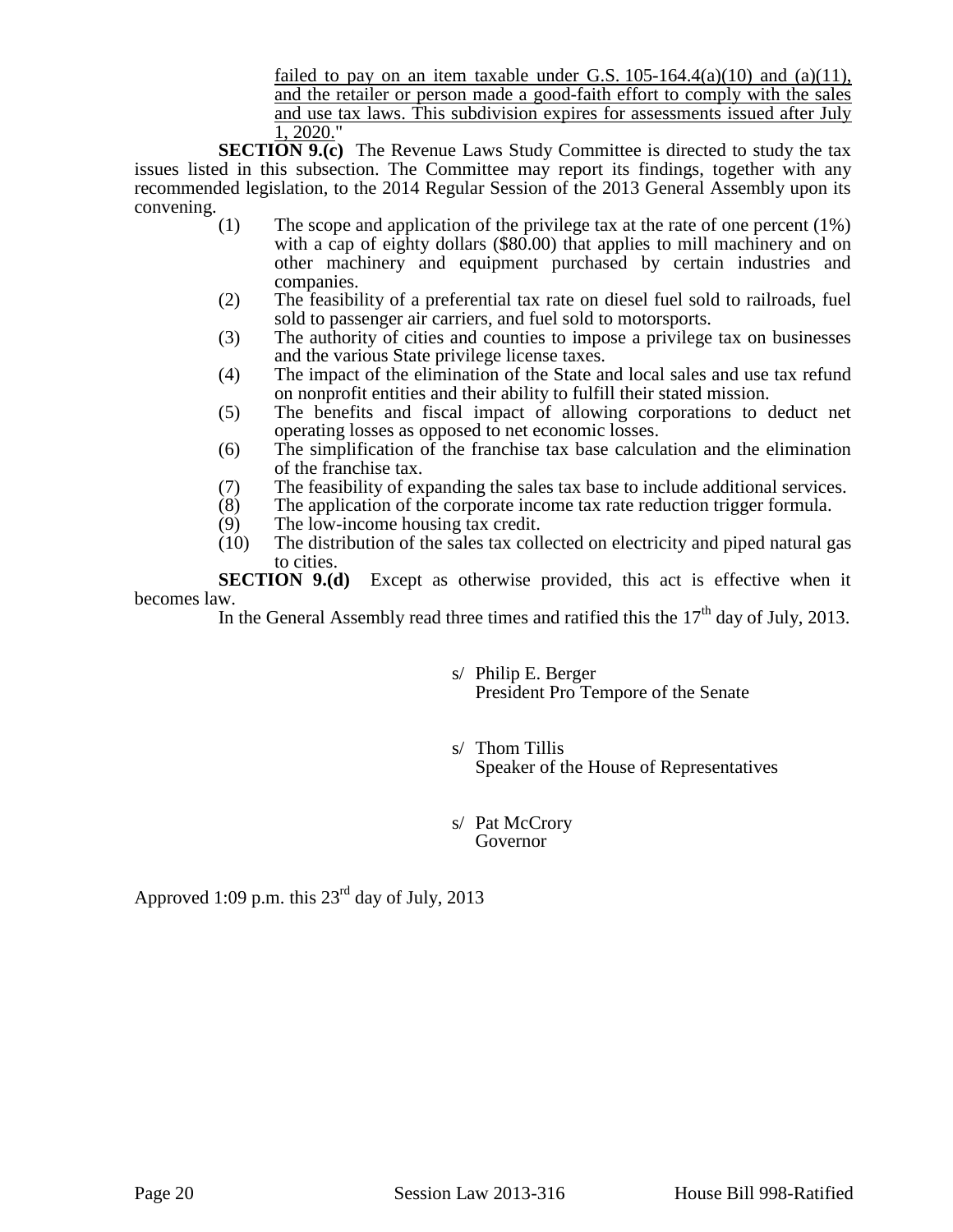failed to pay on an item taxable under G.S. 105-164.4(a)(10) and (a)(11), and the retailer or person made a good-faith effort to comply with the sales and use tax laws. This subdivision expires for assessments issued after July 1, 2020."

**SECTION 9.(c)** The Revenue Laws Study Committee is directed to study the tax issues listed in this subsection. The Committee may report its findings, together with any recommended legislation, to the 2014 Regular Session of the 2013 General Assembly upon its convening.

(1) The scope and application of the privilege tax at the rate of one percent (1%) with a cap of eighty dollars ($80.00) that applies to mill machinery and on other machinery and equipment purchased by certain industries and companies.

(2) The feasibility of a preferential tax rate on diesel fuel sold to railroads, fuel sold to passenger air carriers, and fuel sold to motorsports.

(3) The authority of cities and counties to impose a privilege tax on businesses and the various State privilege license taxes.

(4) The impact of the elimination of the State and local sales and use tax refund on nonprofit entities and their ability to fulfill their stated mission.

(5) The benefits and fiscal impact of allowing corporations to deduct net operating losses as opposed to net economic losses.

(6) The simplification of the franchise tax base calculation and the elimination of the franchise tax.

(7) The feasibility of expanding the sales tax base to include additional services.

(8) The application of the corporate income tax rate reduction trigger formula.

(9) The low-income housing tax credit.

(10) The distribution of the sales tax collected on electricity and piped natural gas to cities.

**SECTION 9.(d)** Except as otherwise provided, this act is effective when it becomes law.

In the General Assembly read three times and ratified this the 17th day of July, 2013.

s/ Philip E. Berger
President Pro Tempore of the Senate

s/ Thom Tillis
Speaker of the House of Representatives

s/ Pat McCrory
Governor

Approved 1:09 p.m. this 23rd day of July, 2013